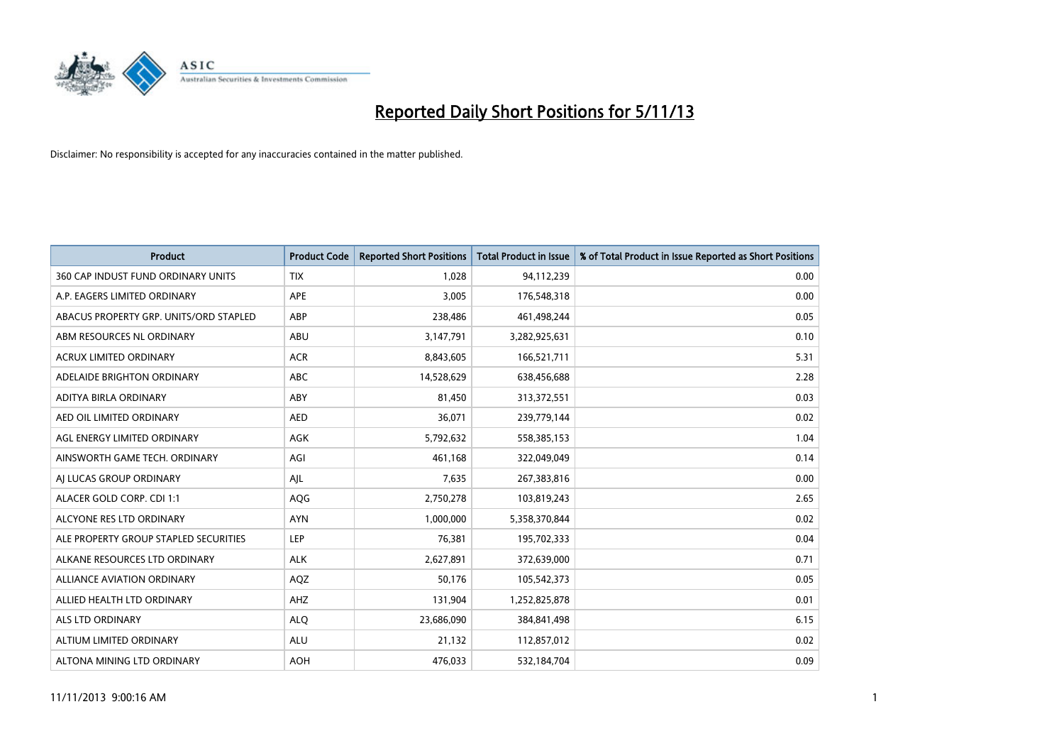# Reported Daily Short Positions for 5/11/13

Disclaimer: No responsibility is accepted for any inaccuracies contained in the matter published.

| Product | Product Code | Reported Short Positions | Total Product in Issue | % of Total Product in Issue Reported as Short Positions |
|---|---|---|---|---|
| 360 CAP INDUST FUND ORDINARY UNITS | TIX | 1,028 | 94,112,239 | 0.00 |
| A.P. EAGERS LIMITED ORDINARY | APE | 3,005 | 176,548,318 | 0.00 |
| ABACUS PROPERTY GRP. UNITS/ORD STAPLED | ABP | 238,486 | 461,498,244 | 0.05 |
| ABM RESOURCES NL ORDINARY | ABU | 3,147,791 | 3,282,925,631 | 0.10 |
| ACRUX LIMITED ORDINARY | ACR | 8,843,605 | 166,521,711 | 5.31 |
| ADELAIDE BRIGHTON ORDINARY | ABC | 14,528,629 | 638,456,688 | 2.28 |
| ADITYA BIRLA ORDINARY | ABY | 81,450 | 313,372,551 | 0.03 |
| AED OIL LIMITED ORDINARY | AED | 36,071 | 239,779,144 | 0.02 |
| AGL ENERGY LIMITED ORDINARY | AGK | 5,792,632 | 558,385,153 | 1.04 |
| AINSWORTH GAME TECH. ORDINARY | AGI | 461,168 | 322,049,049 | 0.14 |
| AJ LUCAS GROUP ORDINARY | AJL | 7,635 | 267,383,816 | 0.00 |
| ALACER GOLD CORP. CDI 1:1 | AQG | 2,750,278 | 103,819,243 | 2.65 |
| ALCYONE RES LTD ORDINARY | AYN | 1,000,000 | 5,358,370,844 | 0.02 |
| ALE PROPERTY GROUP STAPLED SECURITIES | LEP | 76,381 | 195,702,333 | 0.04 |
| ALKANE RESOURCES LTD ORDINARY | ALK | 2,627,891 | 372,639,000 | 0.71 |
| ALLIANCE AVIATION ORDINARY | AQZ | 50,176 | 105,542,373 | 0.05 |
| ALLIED HEALTH LTD ORDINARY | AHZ | 131,904 | 1,252,825,878 | 0.01 |
| ALS LTD ORDINARY | ALQ | 23,686,090 | 384,841,498 | 6.15 |
| ALTIUM LIMITED ORDINARY | ALU | 21,132 | 112,857,012 | 0.02 |
| ALTONA MINING LTD ORDINARY | AOH | 476,033 | 532,184,704 | 0.09 |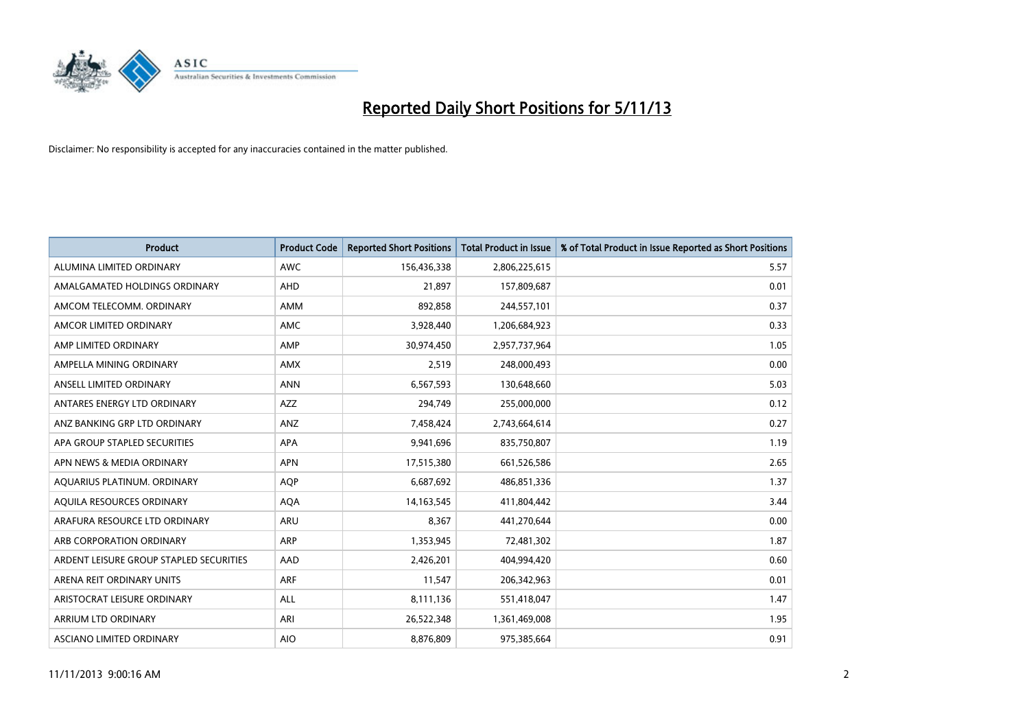# Reported Daily Short Positions for 5/11/13

Disclaimer: No responsibility is accepted for any inaccuracies contained in the matter published.

| Product | Product Code | Reported Short Positions | Total Product in Issue | % of Total Product in Issue Reported as Short Positions |
|---|---|---|---|---|
| ALUMINA LIMITED ORDINARY | AWC | 156,436,338 | 2,806,225,615 | 5.57 |
| AMALGAMATED HOLDINGS ORDINARY | AHD | 21,897 | 157,809,687 | 0.01 |
| AMCOM TELECOMM. ORDINARY | AMM | 892,858 | 244,557,101 | 0.37 |
| AMCOR LIMITED ORDINARY | AMC | 3,928,440 | 1,206,684,923 | 0.33 |
| AMP LIMITED ORDINARY | AMP | 30,974,450 | 2,957,737,964 | 1.05 |
| AMPELLA MINING ORDINARY | AMX | 2,519 | 248,000,493 | 0.00 |
| ANSELL LIMITED ORDINARY | ANN | 6,567,593 | 130,648,660 | 5.03 |
| ANTARES ENERGY LTD ORDINARY | AZZ | 294,749 | 255,000,000 | 0.12 |
| ANZ BANKING GRP LTD ORDINARY | ANZ | 7,458,424 | 2,743,664,614 | 0.27 |
| APA GROUP STAPLED SECURITIES | APA | 9,941,696 | 835,750,807 | 1.19 |
| APN NEWS & MEDIA ORDINARY | APN | 17,515,380 | 661,526,586 | 2.65 |
| AQUARIUS PLATINUM. ORDINARY | AQP | 6,687,692 | 486,851,336 | 1.37 |
| AQUILA RESOURCES ORDINARY | AQA | 14,163,545 | 411,804,442 | 3.44 |
| ARAFURA RESOURCE LTD ORDINARY | ARU | 8,367 | 441,270,644 | 0.00 |
| ARB CORPORATION ORDINARY | ARP | 1,353,945 | 72,481,302 | 1.87 |
| ARDENT LEISURE GROUP STAPLED SECURITIES | AAD | 2,426,201 | 404,994,420 | 0.60 |
| ARENA REIT ORDINARY UNITS | ARF | 11,547 | 206,342,963 | 0.01 |
| ARISTOCRAT LEISURE ORDINARY | ALL | 8,111,136 | 551,418,047 | 1.47 |
| ARRIUM LTD ORDINARY | ARI | 26,522,348 | 1,361,469,008 | 1.95 |
| ASCIANO LIMITED ORDINARY | AIO | 8,876,809 | 975,385,664 | 0.91 |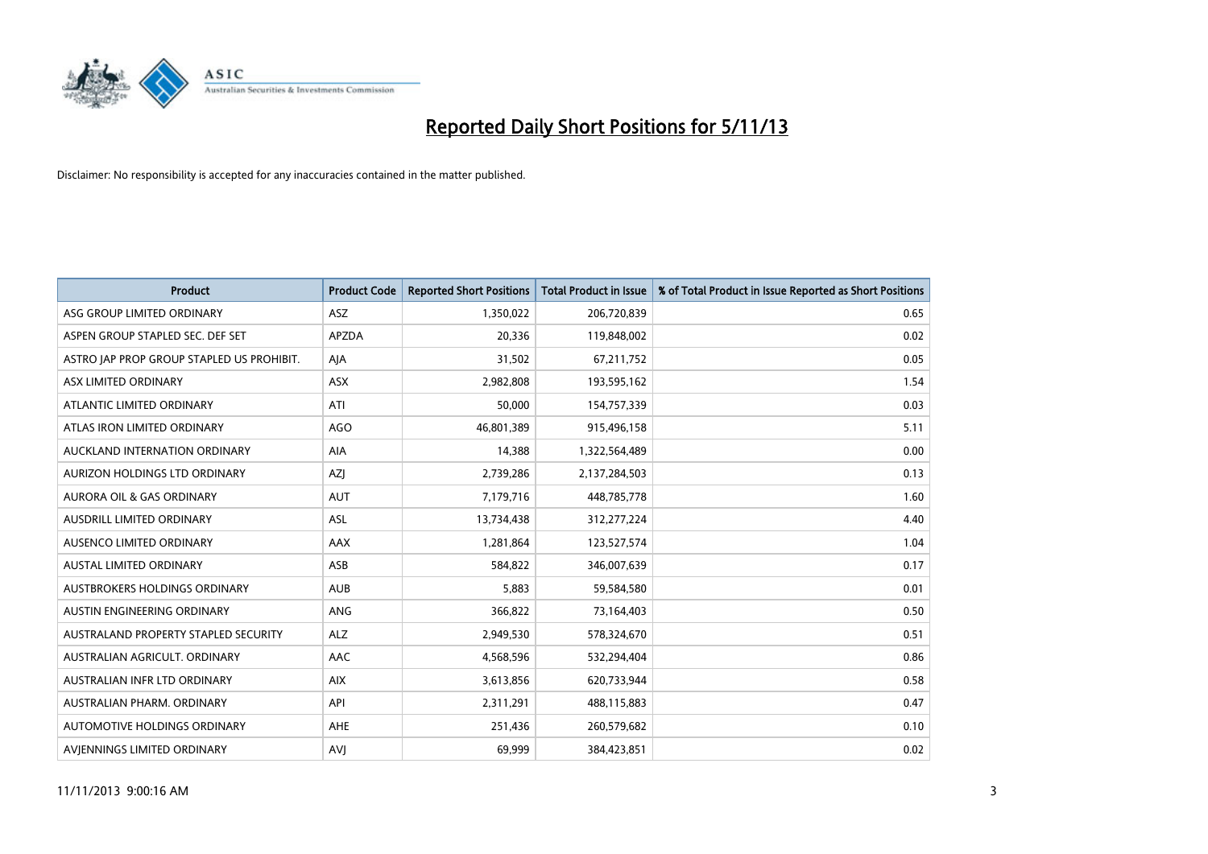# Reported Daily Short Positions for 5/11/13

Disclaimer: No responsibility is accepted for any inaccuracies contained in the matter published.

| Product | Product Code | Reported Short Positions | Total Product in Issue | % of Total Product in Issue Reported as Short Positions |
|---|---|---|---|---|
| ASG GROUP LIMITED ORDINARY | ASZ | 1,350,022 | 206,720,839 | 0.65 |
| ASPEN GROUP STAPLED SEC. DEF SET | APZDA | 20,336 | 119,848,002 | 0.02 |
| ASTRO JAP PROP GROUP STAPLED US PROHIBIT. | AJA | 31,502 | 67,211,752 | 0.05 |
| ASX LIMITED ORDINARY | ASX | 2,982,808 | 193,595,162 | 1.54 |
| ATLANTIC LIMITED ORDINARY | ATI | 50,000 | 154,757,339 | 0.03 |
| ATLAS IRON LIMITED ORDINARY | AGO | 46,801,389 | 915,496,158 | 5.11 |
| AUCKLAND INTERNATION ORDINARY | AIA | 14,388 | 1,322,564,489 | 0.00 |
| AURIZON HOLDINGS LTD ORDINARY | AZJ | 2,739,286 | 2,137,284,503 | 0.13 |
| AURORA OIL & GAS ORDINARY | AUT | 7,179,716 | 448,785,778 | 1.60 |
| AUSDRILL LIMITED ORDINARY | ASL | 13,734,438 | 312,277,224 | 4.40 |
| AUSENCO LIMITED ORDINARY | AAX | 1,281,864 | 123,527,574 | 1.04 |
| AUSTAL LIMITED ORDINARY | ASB | 584,822 | 346,007,639 | 0.17 |
| AUSTBROKERS HOLDINGS ORDINARY | AUB | 5,883 | 59,584,580 | 0.01 |
| AUSTIN ENGINEERING ORDINARY | ANG | 366,822 | 73,164,403 | 0.50 |
| AUSTRALAND PROPERTY STAPLED SECURITY | ALZ | 2,949,530 | 578,324,670 | 0.51 |
| AUSTRALIAN AGRICULT. ORDINARY | AAC | 4,568,596 | 532,294,404 | 0.86 |
| AUSTRALIAN INFR LTD ORDINARY | AIX | 3,613,856 | 620,733,944 | 0.58 |
| AUSTRALIAN PHARM. ORDINARY | API | 2,311,291 | 488,115,883 | 0.47 |
| AUTOMOTIVE HOLDINGS ORDINARY | AHE | 251,436 | 260,579,682 | 0.10 |
| AVJENNINGS LIMITED ORDINARY | AVJ | 69,999 | 384,423,851 | 0.02 |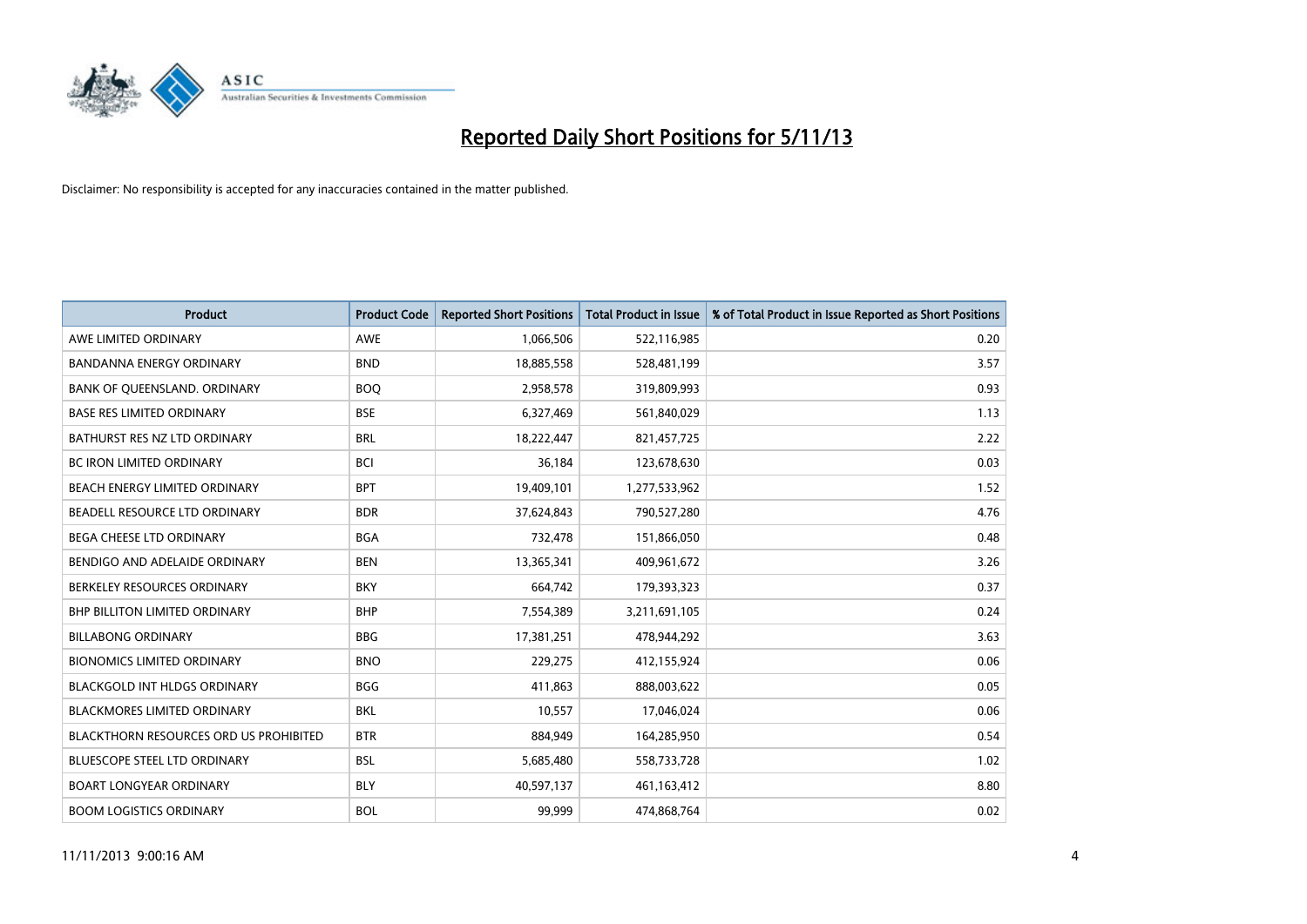# Reported Daily Short Positions for 5/11/13

Disclaimer: No responsibility is accepted for any inaccuracies contained in the matter published.

| Product | Product Code | Reported Short Positions | Total Product in Issue | % of Total Product in Issue Reported as Short Positions |
|---|---|---|---|---|
| AWE LIMITED ORDINARY | AWE | 1,066,506 | 522,116,985 | 0.20 |
| BANDANNA ENERGY ORDINARY | BND | 18,885,558 | 528,481,199 | 3.57 |
| BANK OF QUEENSLAND. ORDINARY | BOQ | 2,958,578 | 319,809,993 | 0.93 |
| BASE RES LIMITED ORDINARY | BSE | 6,327,469 | 561,840,029 | 1.13 |
| BATHURST RES NZ LTD ORDINARY | BRL | 18,222,447 | 821,457,725 | 2.22 |
| BC IRON LIMITED ORDINARY | BCI | 36,184 | 123,678,630 | 0.03 |
| BEACH ENERGY LIMITED ORDINARY | BPT | 19,409,101 | 1,277,533,962 | 1.52 |
| BEADELL RESOURCE LTD ORDINARY | BDR | 37,624,843 | 790,527,280 | 4.76 |
| BEGA CHEESE LTD ORDINARY | BGA | 732,478 | 151,866,050 | 0.48 |
| BENDIGO AND ADELAIDE ORDINARY | BEN | 13,365,341 | 409,961,672 | 3.26 |
| BERKELEY RESOURCES ORDINARY | BKY | 664,742 | 179,393,323 | 0.37 |
| BHP BILLITON LIMITED ORDINARY | BHP | 7,554,389 | 3,211,691,105 | 0.24 |
| BILLABONG ORDINARY | BBG | 17,381,251 | 478,944,292 | 3.63 |
| BIONOMICS LIMITED ORDINARY | BNO | 229,275 | 412,155,924 | 0.06 |
| BLACKGOLD INT HLDGS ORDINARY | BGG | 411,863 | 888,003,622 | 0.05 |
| BLACKMORES LIMITED ORDINARY | BKL | 10,557 | 17,046,024 | 0.06 |
| BLACKTHORN RESOURCES ORD US PROHIBITED | BTR | 884,949 | 164,285,950 | 0.54 |
| BLUESCOPE STEEL LTD ORDINARY | BSL | 5,685,480 | 558,733,728 | 1.02 |
| BOART LONGYEAR ORDINARY | BLY | 40,597,137 | 461,163,412 | 8.80 |
| BOOM LOGISTICS ORDINARY | BOL | 99,999 | 474,868,764 | 0.02 |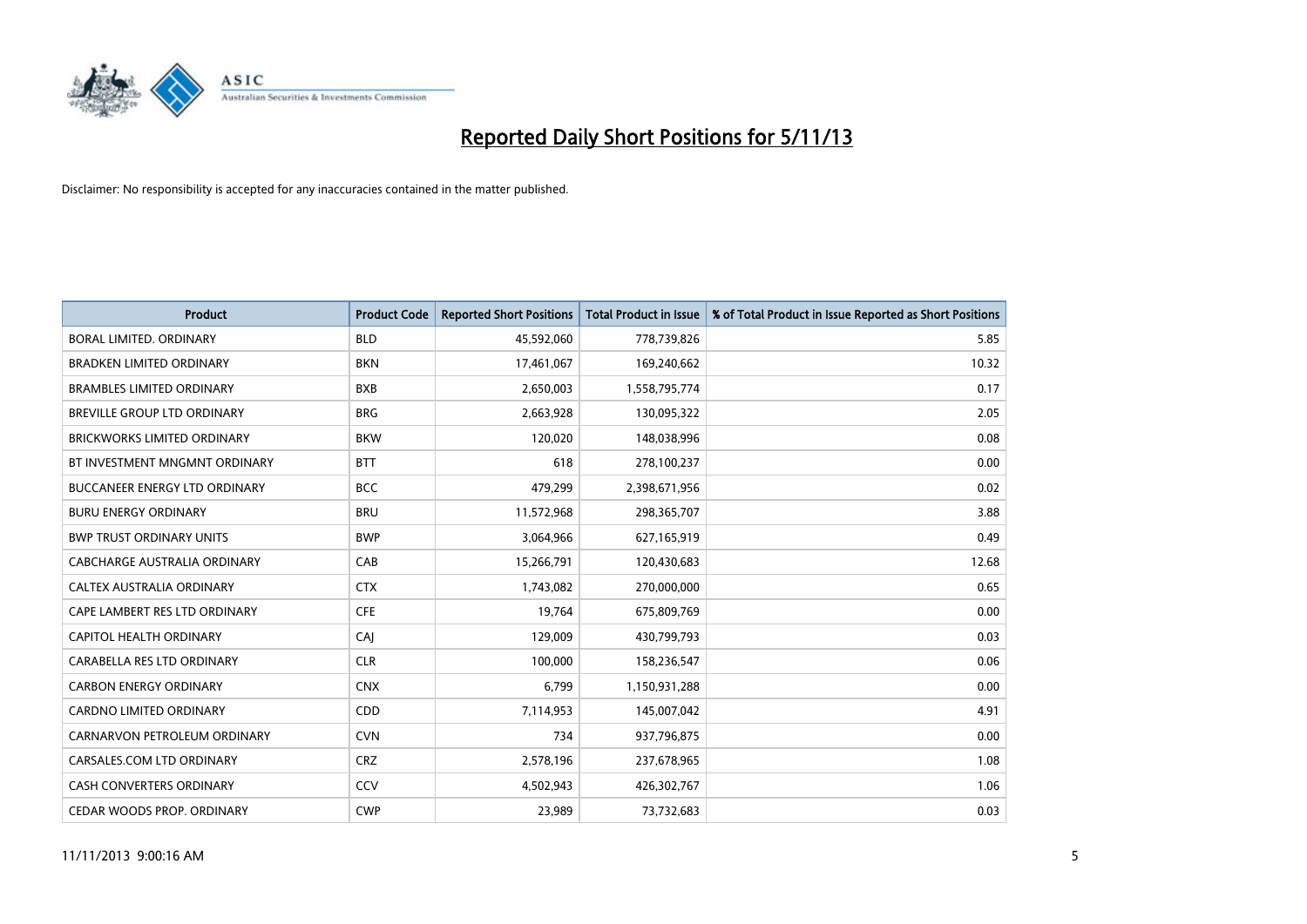# Reported Daily Short Positions for 5/11/13

Disclaimer: No responsibility is accepted for any inaccuracies contained in the matter published.

| Product | Product Code | Reported Short Positions | Total Product in Issue | % of Total Product in Issue Reported as Short Positions |
|---|---|---|---|---|
| BORAL LIMITED. ORDINARY | BLD | 45,592,060 | 778,739,826 | 5.85 |
| BRADKEN LIMITED ORDINARY | BKN | 17,461,067 | 169,240,662 | 10.32 |
| BRAMBLES LIMITED ORDINARY | BXB | 2,650,003 | 1,558,795,774 | 0.17 |
| BREVILLE GROUP LTD ORDINARY | BRG | 2,663,928 | 130,095,322 | 2.05 |
| BRICKWORKS LIMITED ORDINARY | BKW | 120,020 | 148,038,996 | 0.08 |
| BT INVESTMENT MNGMNT ORDINARY | BTT | 618 | 278,100,237 | 0.00 |
| BUCCANEER ENERGY LTD ORDINARY | BCC | 479,299 | 2,398,671,956 | 0.02 |
| BURU ENERGY ORDINARY | BRU | 11,572,968 | 298,365,707 | 3.88 |
| BWP TRUST ORDINARY UNITS | BWP | 3,064,966 | 627,165,919 | 0.49 |
| CABCHARGE AUSTRALIA ORDINARY | CAB | 15,266,791 | 120,430,683 | 12.68 |
| CALTEX AUSTRALIA ORDINARY | CTX | 1,743,082 | 270,000,000 | 0.65 |
| CAPE LAMBERT RES LTD ORDINARY | CFE | 19,764 | 675,809,769 | 0.00 |
| CAPITOL HEALTH ORDINARY | CAJ | 129,009 | 430,799,793 | 0.03 |
| CARABELLA RES LTD ORDINARY | CLR | 100,000 | 158,236,547 | 0.06 |
| CARBON ENERGY ORDINARY | CNX | 6,799 | 1,150,931,288 | 0.00 |
| CARDNO LIMITED ORDINARY | CDD | 7,114,953 | 145,007,042 | 4.91 |
| CARNARVON PETROLEUM ORDINARY | CVN | 734 | 937,796,875 | 0.00 |
| CARSALES.COM LTD ORDINARY | CRZ | 2,578,196 | 237,678,965 | 1.08 |
| CASH CONVERTERS ORDINARY | CCV | 4,502,943 | 426,302,767 | 1.06 |
| CEDAR WOODS PROP. ORDINARY | CWP | 23,989 | 73,732,683 | 0.03 |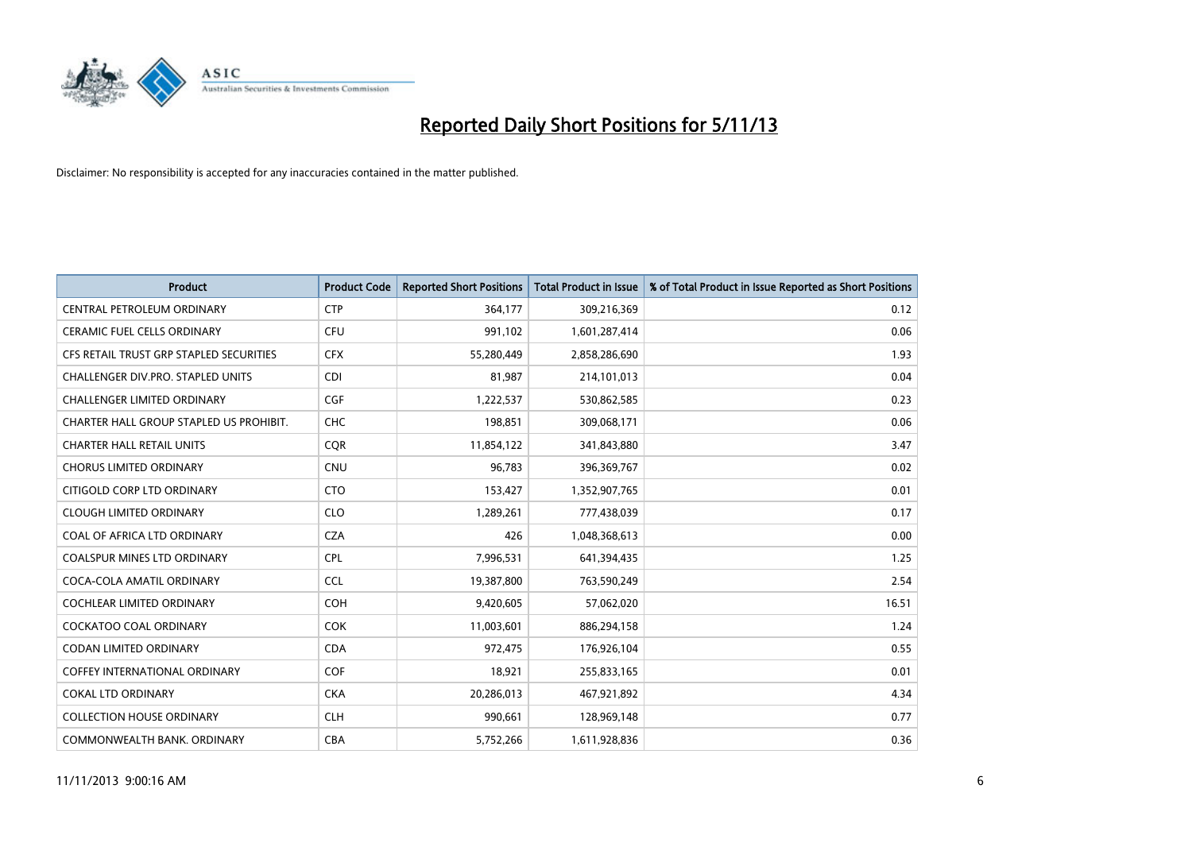# Reported Daily Short Positions for 5/11/13

Disclaimer: No responsibility is accepted for any inaccuracies contained in the matter published.

| Product | Product Code | Reported Short Positions | Total Product in Issue | % of Total Product in Issue Reported as Short Positions |
|---|---|---|---|---|
| CENTRAL PETROLEUM ORDINARY | CTP | 364,177 | 309,216,369 | 0.12 |
| CERAMIC FUEL CELLS ORDINARY | CFU | 991,102 | 1,601,287,414 | 0.06 |
| CFS RETAIL TRUST GRP STAPLED SECURITIES | CFX | 55,280,449 | 2,858,286,690 | 1.93 |
| CHALLENGER DIV.PRO. STAPLED UNITS | CDI | 81,987 | 214,101,013 | 0.04 |
| CHALLENGER LIMITED ORDINARY | CGF | 1,222,537 | 530,862,585 | 0.23 |
| CHARTER HALL GROUP STAPLED US PROHIBIT. | CHC | 198,851 | 309,068,171 | 0.06 |
| CHARTER HALL RETAIL UNITS | CQR | 11,854,122 | 341,843,880 | 3.47 |
| CHORUS LIMITED ORDINARY | CNU | 96,783 | 396,369,767 | 0.02 |
| CITIGOLD CORP LTD ORDINARY | CTO | 153,427 | 1,352,907,765 | 0.01 |
| CLOUGH LIMITED ORDINARY | CLO | 1,289,261 | 777,438,039 | 0.17 |
| COAL OF AFRICA LTD ORDINARY | CZA | 426 | 1,048,368,613 | 0.00 |
| COALSPUR MINES LTD ORDINARY | CPL | 7,996,531 | 641,394,435 | 1.25 |
| COCA-COLA AMATIL ORDINARY | CCL | 19,387,800 | 763,590,249 | 2.54 |
| COCHLEAR LIMITED ORDINARY | COH | 9,420,605 | 57,062,020 | 16.51 |
| COCKATOO COAL ORDINARY | COK | 11,003,601 | 886,294,158 | 1.24 |
| CODAN LIMITED ORDINARY | CDA | 972,475 | 176,926,104 | 0.55 |
| COFFEY INTERNATIONAL ORDINARY | COF | 18,921 | 255,833,165 | 0.01 |
| COKAL LTD ORDINARY | CKA | 20,286,013 | 467,921,892 | 4.34 |
| COLLECTION HOUSE ORDINARY | CLH | 990,661 | 128,969,148 | 0.77 |
| COMMONWEALTH BANK. ORDINARY | CBA | 5,752,266 | 1,611,928,836 | 0.36 |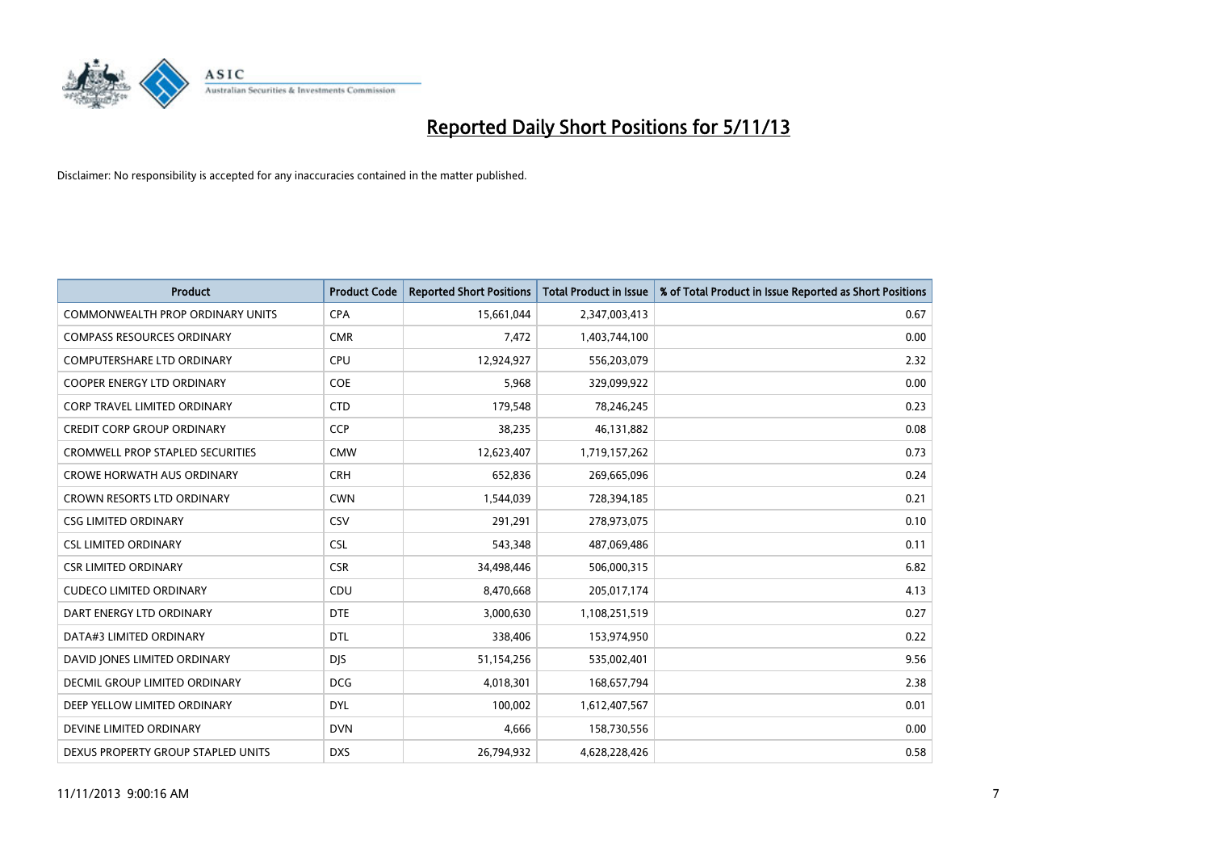# Reported Daily Short Positions for 5/11/13

Disclaimer: No responsibility is accepted for any inaccuracies contained in the matter published.

| Product | Product Code | Reported Short Positions | Total Product in Issue | % of Total Product in Issue Reported as Short Positions |
|---|---|---|---|---|
| COMMONWEALTH PROP ORDINARY UNITS | CPA | 15,661,044 | 2,347,003,413 | 0.67 |
| COMPASS RESOURCES ORDINARY | CMR | 7,472 | 1,403,744,100 | 0.00 |
| COMPUTERSHARE LTD ORDINARY | CPU | 12,924,927 | 556,203,079 | 2.32 |
| COOPER ENERGY LTD ORDINARY | COE | 5,968 | 329,099,922 | 0.00 |
| CORP TRAVEL LIMITED ORDINARY | CTD | 179,548 | 78,246,245 | 0.23 |
| CREDIT CORP GROUP ORDINARY | CCP | 38,235 | 46,131,882 | 0.08 |
| CROMWELL PROP STAPLED SECURITIES | CMW | 12,623,407 | 1,719,157,262 | 0.73 |
| CROWE HORWATH AUS ORDINARY | CRH | 652,836 | 269,665,096 | 0.24 |
| CROWN RESORTS LTD ORDINARY | CWN | 1,544,039 | 728,394,185 | 0.21 |
| CSG LIMITED ORDINARY | CSV | 291,291 | 278,973,075 | 0.10 |
| CSL LIMITED ORDINARY | CSL | 543,348 | 487,069,486 | 0.11 |
| CSR LIMITED ORDINARY | CSR | 34,498,446 | 506,000,315 | 6.82 |
| CUDECO LIMITED ORDINARY | CDU | 8,470,668 | 205,017,174 | 4.13 |
| DART ENERGY LTD ORDINARY | DTE | 3,000,630 | 1,108,251,519 | 0.27 |
| DATA#3 LIMITED ORDINARY | DTL | 338,406 | 153,974,950 | 0.22 |
| DAVID JONES LIMITED ORDINARY | DJS | 51,154,256 | 535,002,401 | 9.56 |
| DECMIL GROUP LIMITED ORDINARY | DCG | 4,018,301 | 168,657,794 | 2.38 |
| DEEP YELLOW LIMITED ORDINARY | DYL | 100,002 | 1,612,407,567 | 0.01 |
| DEVINE LIMITED ORDINARY | DVN | 4,666 | 158,730,556 | 0.00 |
| DEXUS PROPERTY GROUP STAPLED UNITS | DXS | 26,794,932 | 4,628,228,426 | 0.58 |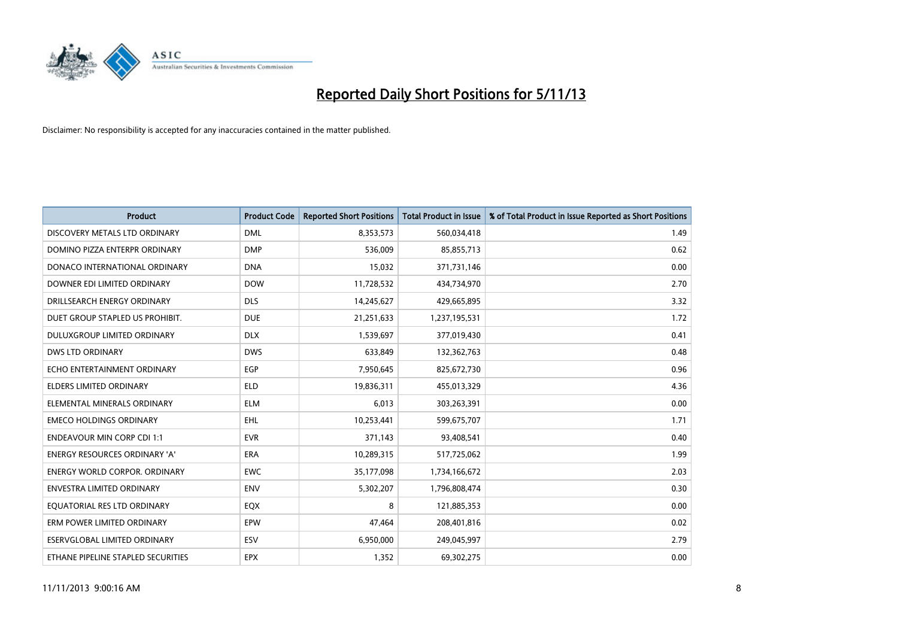# Reported Daily Short Positions for 5/11/13

Disclaimer: No responsibility is accepted for any inaccuracies contained in the matter published.

| Product | Product Code | Reported Short Positions | Total Product in Issue | % of Total Product in Issue Reported as Short Positions |
|---|---|---|---|---|
| DISCOVERY METALS LTD ORDINARY | DML | 8,353,573 | 560,034,418 | 1.49 |
| DOMINO PIZZA ENTERPR ORDINARY | DMP | 536,009 | 85,855,713 | 0.62 |
| DONACO INTERNATIONAL ORDINARY | DNA | 15,032 | 371,731,146 | 0.00 |
| DOWNER EDI LIMITED ORDINARY | DOW | 11,728,532 | 434,734,970 | 2.70 |
| DRILLSEARCH ENERGY ORDINARY | DLS | 14,245,627 | 429,665,895 | 3.32 |
| DUET GROUP STAPLED US PROHIBIT. | DUE | 21,251,633 | 1,237,195,531 | 1.72 |
| DULUXGROUP LIMITED ORDINARY | DLX | 1,539,697 | 377,019,430 | 0.41 |
| DWS LTD ORDINARY | DWS | 633,849 | 132,362,763 | 0.48 |
| ECHO ENTERTAINMENT ORDINARY | EGP | 7,950,645 | 825,672,730 | 0.96 |
| ELDERS LIMITED ORDINARY | ELD | 19,836,311 | 455,013,329 | 4.36 |
| ELEMENTAL MINERALS ORDINARY | ELM | 6,013 | 303,263,391 | 0.00 |
| EMECO HOLDINGS ORDINARY | EHL | 10,253,441 | 599,675,707 | 1.71 |
| ENDEAVOUR MIN CORP CDI 1:1 | EVR | 371,143 | 93,408,541 | 0.40 |
| ENERGY RESOURCES ORDINARY 'A' | ERA | 10,289,315 | 517,725,062 | 1.99 |
| ENERGY WORLD CORPOR. ORDINARY | EWC | 35,177,098 | 1,734,166,672 | 2.03 |
| ENVESTRA LIMITED ORDINARY | ENV | 5,302,207 | 1,796,808,474 | 0.30 |
| EQUATORIAL RES LTD ORDINARY | EQX | 8 | 121,885,353 | 0.00 |
| ERM POWER LIMITED ORDINARY | EPW | 47,464 | 208,401,816 | 0.02 |
| ESERVGLOBAL LIMITED ORDINARY | ESV | 6,950,000 | 249,045,997 | 2.79 |
| ETHANE PIPELINE STAPLED SECURITIES | EPX | 1,352 | 69,302,275 | 0.00 |

11/11/2013 9:00:16 AM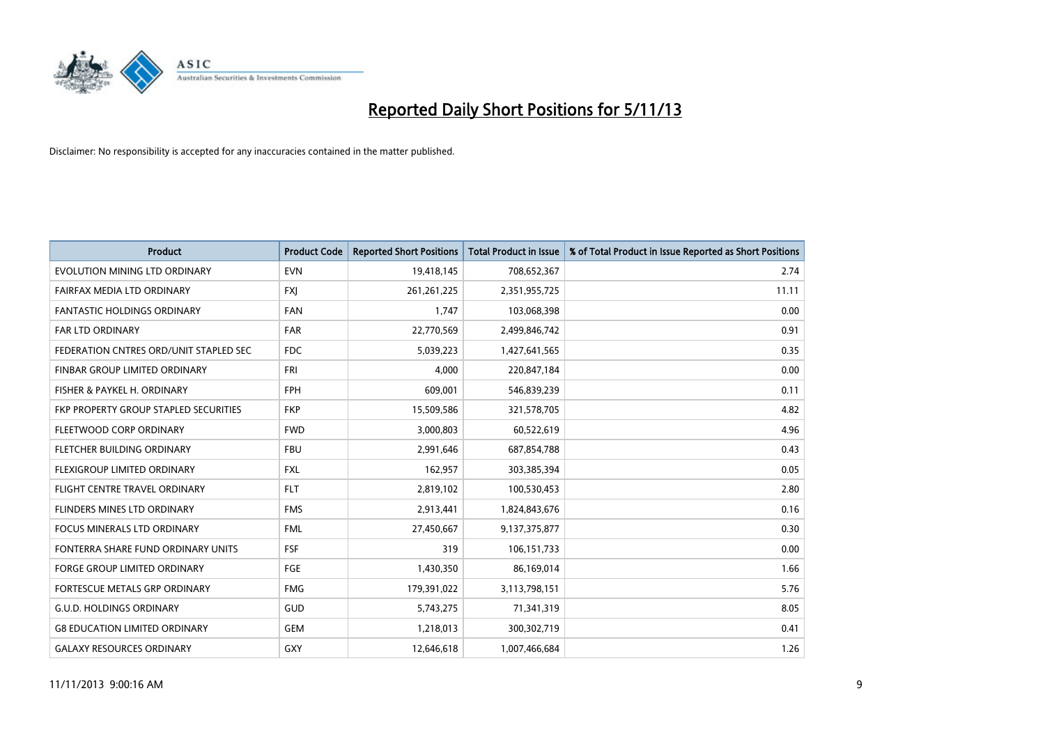# Reported Daily Short Positions for 5/11/13

Disclaimer: No responsibility is accepted for any inaccuracies contained in the matter published.

| Product | Product Code | Reported Short Positions | Total Product in Issue | % of Total Product in Issue Reported as Short Positions |
|---|---|---|---|---|
| EVOLUTION MINING LTD ORDINARY | EVN | 19,418,145 | 708,652,367 | 2.74 |
| FAIRFAX MEDIA LTD ORDINARY | FXJ | 261,261,225 | 2,351,955,725 | 11.11 |
| FANTASTIC HOLDINGS ORDINARY | FAN | 1,747 | 103,068,398 | 0.00 |
| FAR LTD ORDINARY | FAR | 22,770,569 | 2,499,846,742 | 0.91 |
| FEDERATION CNTRES ORD/UNIT STAPLED SEC | FDC | 5,039,223 | 1,427,641,565 | 0.35 |
| FINBAR GROUP LIMITED ORDINARY | FRI | 4,000 | 220,847,184 | 0.00 |
| FISHER & PAYKEL H. ORDINARY | FPH | 609,001 | 546,839,239 | 0.11 |
| FKP PROPERTY GROUP STAPLED SECURITIES | FKP | 15,509,586 | 321,578,705 | 4.82 |
| FLEETWOOD CORP ORDINARY | FWD | 3,000,803 | 60,522,619 | 4.96 |
| FLETCHER BUILDING ORDINARY | FBU | 2,991,646 | 687,854,788 | 0.43 |
| FLEXIGROUP LIMITED ORDINARY | FXL | 162,957 | 303,385,394 | 0.05 |
| FLIGHT CENTRE TRAVEL ORDINARY | FLT | 2,819,102 | 100,530,453 | 2.80 |
| FLINDERS MINES LTD ORDINARY | FMS | 2,913,441 | 1,824,843,676 | 0.16 |
| FOCUS MINERALS LTD ORDINARY | FML | 27,450,667 | 9,137,375,877 | 0.30 |
| FONTERRA SHARE FUND ORDINARY UNITS | FSF | 319 | 106,151,733 | 0.00 |
| FORGE GROUP LIMITED ORDINARY | FGE | 1,430,350 | 86,169,014 | 1.66 |
| FORTESCUE METALS GRP ORDINARY | FMG | 179,391,022 | 3,113,798,151 | 5.76 |
| G.U.D. HOLDINGS ORDINARY | GUD | 5,743,275 | 71,341,319 | 8.05 |
| G8 EDUCATION LIMITED ORDINARY | GEM | 1,218,013 | 300,302,719 | 0.41 |
| GALAXY RESOURCES ORDINARY | GXY | 12,646,618 | 1,007,466,684 | 1.26 |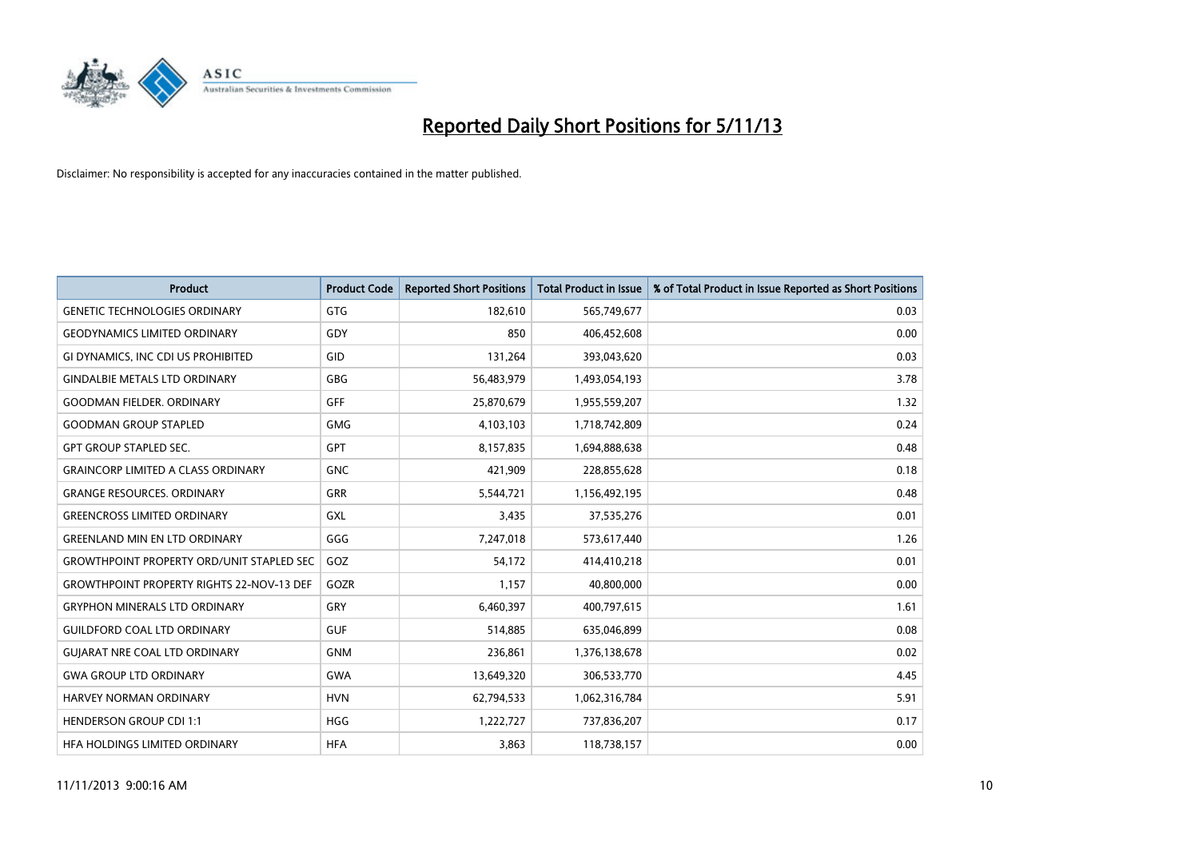# Reported Daily Short Positions for 5/11/13

Disclaimer: No responsibility is accepted for any inaccuracies contained in the matter published.

| Product | Product Code | Reported Short Positions | Total Product in Issue | % of Total Product in Issue Reported as Short Positions |
|---|---|---|---|---|
| GENETIC TECHNOLOGIES ORDINARY | GTG | 182,610 | 565,749,677 | 0.03 |
| GEODYNAMICS LIMITED ORDINARY | GDY | 850 | 406,452,608 | 0.00 |
| GI DYNAMICS, INC CDI US PROHIBITED | GID | 131,264 | 393,043,620 | 0.03 |
| GINDALBIE METALS LTD ORDINARY | GBG | 56,483,979 | 1,493,054,193 | 3.78 |
| GOODMAN FIELDER. ORDINARY | GFF | 25,870,679 | 1,955,559,207 | 1.32 |
| GOODMAN GROUP STAPLED | GMG | 4,103,103 | 1,718,742,809 | 0.24 |
| GPT GROUP STAPLED SEC. | GPT | 8,157,835 | 1,694,888,638 | 0.48 |
| GRAINCORP LIMITED A CLASS ORDINARY | GNC | 421,909 | 228,855,628 | 0.18 |
| GRANGE RESOURCES. ORDINARY | GRR | 5,544,721 | 1,156,492,195 | 0.48 |
| GREENCROSS LIMITED ORDINARY | GXL | 3,435 | 37,535,276 | 0.01 |
| GREENLAND MIN EN LTD ORDINARY | GGG | 7,247,018 | 573,617,440 | 1.26 |
| GROWTHPOINT PROPERTY ORD/UNIT STAPLED SEC | GOZ | 54,172 | 414,410,218 | 0.01 |
| GROWTHPOINT PROPERTY RIGHTS 22-NOV-13 DEF | GOZR | 1,157 | 40,800,000 | 0.00 |
| GRYPHON MINERALS LTD ORDINARY | GRY | 6,460,397 | 400,797,615 | 1.61 |
| GUILDFORD COAL LTD ORDINARY | GUF | 514,885 | 635,046,899 | 0.08 |
| GUJARAT NRE COAL LTD ORDINARY | GNM | 236,861 | 1,376,138,678 | 0.02 |
| GWA GROUP LTD ORDINARY | GWA | 13,649,320 | 306,533,770 | 4.45 |
| HARVEY NORMAN ORDINARY | HVN | 62,794,533 | 1,062,316,784 | 5.91 |
| HENDERSON GROUP CDI 1:1 | HGG | 1,222,727 | 737,836,207 | 0.17 |
| HFA HOLDINGS LIMITED ORDINARY | HFA | 3,863 | 118,738,157 | 0.00 |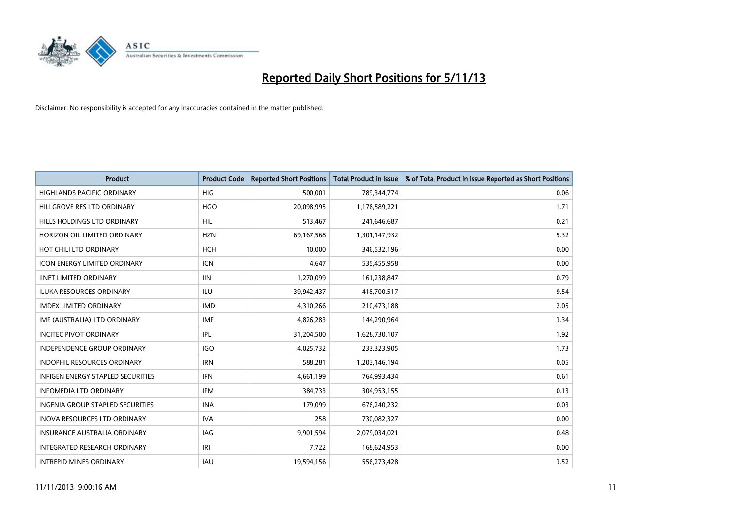# Reported Daily Short Positions for 5/11/13

Disclaimer: No responsibility is accepted for any inaccuracies contained in the matter published.

| Product | Product Code | Reported Short Positions | Total Product in Issue | % of Total Product in Issue Reported as Short Positions |
|---|---|---|---|---|
| HIGHLANDS PACIFIC ORDINARY | HIG | 500,001 | 789,344,774 | 0.06 |
| HILLGROVE RES LTD ORDINARY | HGO | 20,098,995 | 1,178,589,221 | 1.71 |
| HILLS HOLDINGS LTD ORDINARY | HIL | 513,467 | 241,646,687 | 0.21 |
| HORIZON OIL LIMITED ORDINARY | HZN | 69,167,568 | 1,301,147,932 | 5.32 |
| HOT CHILI LTD ORDINARY | HCH | 10,000 | 346,532,196 | 0.00 |
| ICON ENERGY LIMITED ORDINARY | ICN | 4,647 | 535,455,958 | 0.00 |
| IINET LIMITED ORDINARY | IIN | 1,270,099 | 161,238,847 | 0.79 |
| ILUKA RESOURCES ORDINARY | ILU | 39,942,437 | 418,700,517 | 9.54 |
| IMDEX LIMITED ORDINARY | IMD | 4,310,266 | 210,473,188 | 2.05 |
| IMF (AUSTRALIA) LTD ORDINARY | IMF | 4,826,283 | 144,290,964 | 3.34 |
| INCITEC PIVOT ORDINARY | IPL | 31,204,500 | 1,628,730,107 | 1.92 |
| INDEPENDENCE GROUP ORDINARY | IGO | 4,025,732 | 233,323,905 | 1.73 |
| INDOPHIL RESOURCES ORDINARY | IRN | 588,281 | 1,203,146,194 | 0.05 |
| INFIGEN ENERGY STAPLED SECURITIES | IFN | 4,661,199 | 764,993,434 | 0.61 |
| INFOMEDIA LTD ORDINARY | IFM | 384,733 | 304,953,155 | 0.13 |
| INGENIA GROUP STAPLED SECURITIES | INA | 179,099 | 676,240,232 | 0.03 |
| INOVA RESOURCES LTD ORDINARY | IVA | 258 | 730,082,327 | 0.00 |
| INSURANCE AUSTRALIA ORDINARY | IAG | 9,901,594 | 2,079,034,021 | 0.48 |
| INTEGRATED RESEARCH ORDINARY | IRI | 7,722 | 168,624,953 | 0.00 |
| INTREPID MINES ORDINARY | IAU | 19,594,156 | 556,273,428 | 3.52 |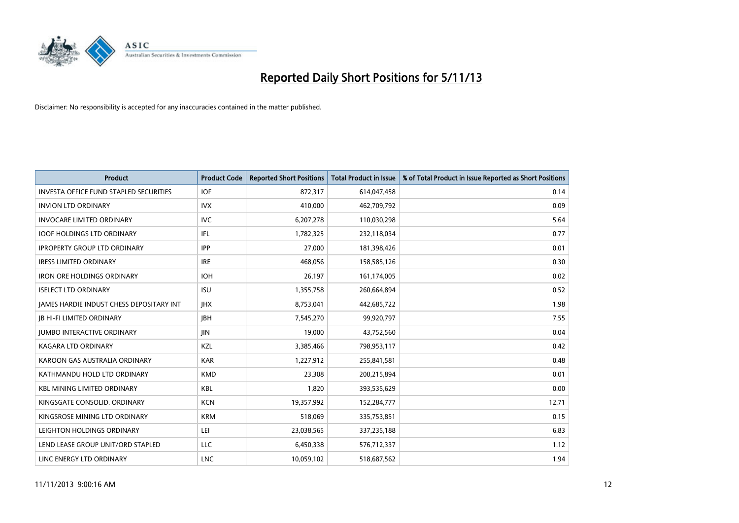# Reported Daily Short Positions for 5/11/13

Disclaimer: No responsibility is accepted for any inaccuracies contained in the matter published.

| Product | Product Code | Reported Short Positions | Total Product in Issue | % of Total Product in Issue Reported as Short Positions |
|---|---|---|---|---|
| INVESTA OFFICE FUND STAPLED SECURITIES | IOF | 872,317 | 614,047,458 | 0.14 |
| INVION LTD ORDINARY | IVX | 410,000 | 462,709,792 | 0.09 |
| INVOCARE LIMITED ORDINARY | IVC | 6,207,278 | 110,030,298 | 5.64 |
| IOOF HOLDINGS LTD ORDINARY | IFL | 1,782,325 | 232,118,034 | 0.77 |
| IPROPERTY GROUP LTD ORDINARY | IPP | 27,000 | 181,398,426 | 0.01 |
| IRESS LIMITED ORDINARY | IRE | 468,056 | 158,585,126 | 0.30 |
| IRON ORE HOLDINGS ORDINARY | IOH | 26,197 | 161,174,005 | 0.02 |
| ISELECT LTD ORDINARY | ISU | 1,355,758 | 260,664,894 | 0.52 |
| JAMES HARDIE INDUST CHESS DEPOSITARY INT | JHX | 8,753,041 | 442,685,722 | 1.98 |
| JB HI-FI LIMITED ORDINARY | JBH | 7,545,270 | 99,920,797 | 7.55 |
| JUMBO INTERACTIVE ORDINARY | JIN | 19,000 | 43,752,560 | 0.04 |
| KAGARA LTD ORDINARY | KZL | 3,385,466 | 798,953,117 | 0.42 |
| KAROON GAS AUSTRALIA ORDINARY | KAR | 1,227,912 | 255,841,581 | 0.48 |
| KATHMANDU HOLD LTD ORDINARY | KMD | 23,308 | 200,215,894 | 0.01 |
| KBL MINING LIMITED ORDINARY | KBL | 1,820 | 393,535,629 | 0.00 |
| KINGSGATE CONSOLID. ORDINARY | KCN | 19,357,992 | 152,284,777 | 12.71 |
| KINGSROSE MINING LTD ORDINARY | KRM | 518,069 | 335,753,851 | 0.15 |
| LEIGHTON HOLDINGS ORDINARY | LEI | 23,038,565 | 337,235,188 | 6.83 |
| LEND LEASE GROUP UNIT/ORD STAPLED | LLC | 6,450,338 | 576,712,337 | 1.12 |
| LINC ENERGY LTD ORDINARY | LNC | 10,059,102 | 518,687,562 | 1.94 |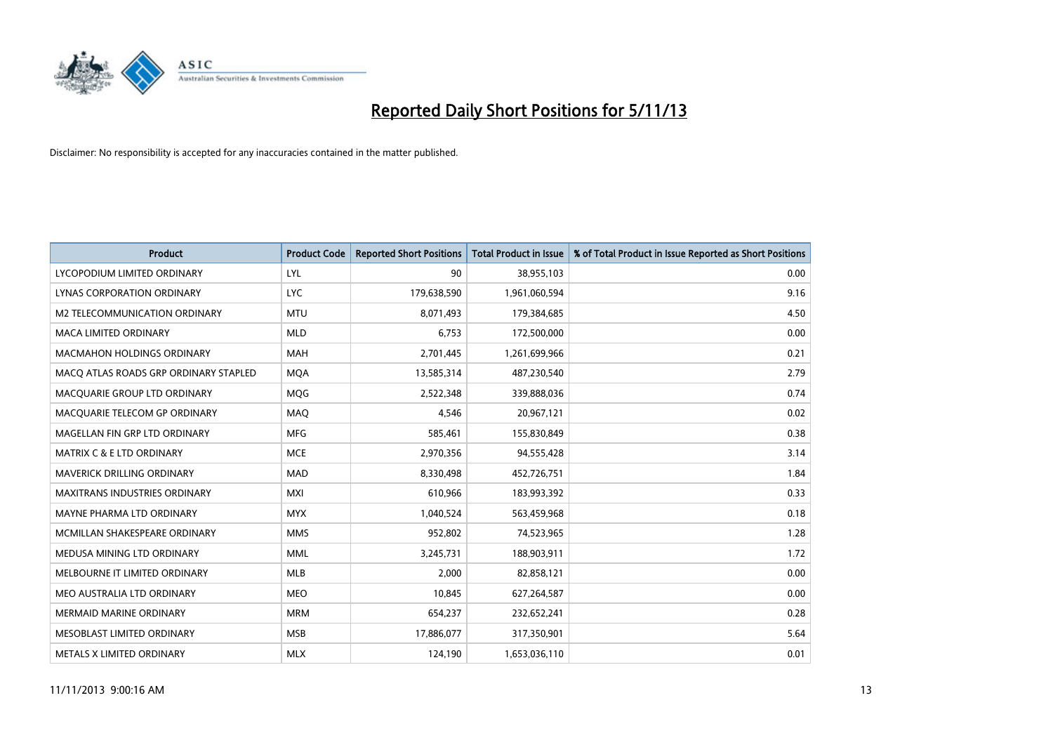# Reported Daily Short Positions for 5/11/13

Disclaimer: No responsibility is accepted for any inaccuracies contained in the matter published.

| Product | Product Code | Reported Short Positions | Total Product in Issue | % of Total Product in Issue Reported as Short Positions |
|---|---|---|---|---|
| LYCOPODIUM LIMITED ORDINARY | LYL | 90 | 38,955,103 | 0.00 |
| LYNAS CORPORATION ORDINARY | LYC | 179,638,590 | 1,961,060,594 | 9.16 |
| M2 TELECOMMUNICATION ORDINARY | MTU | 8,071,493 | 179,384,685 | 4.50 |
| MACA LIMITED ORDINARY | MLD | 6,753 | 172,500,000 | 0.00 |
| MACMAHON HOLDINGS ORDINARY | MAH | 2,701,445 | 1,261,699,966 | 0.21 |
| MACQ ATLAS ROADS GRP ORDINARY STAPLED | MQA | 13,585,314 | 487,230,540 | 2.79 |
| MACQUARIE GROUP LTD ORDINARY | MQG | 2,522,348 | 339,888,036 | 0.74 |
| MACQUARIE TELECOM GP ORDINARY | MAQ | 4,546 | 20,967,121 | 0.02 |
| MAGELLAN FIN GRP LTD ORDINARY | MFG | 585,461 | 155,830,849 | 0.38 |
| MATRIX C & E LTD ORDINARY | MCE | 2,970,356 | 94,555,428 | 3.14 |
| MAVERICK DRILLING ORDINARY | MAD | 8,330,498 | 452,726,751 | 1.84 |
| MAXITRANS INDUSTRIES ORDINARY | MXI | 610,966 | 183,993,392 | 0.33 |
| MAYNE PHARMA LTD ORDINARY | MYX | 1,040,524 | 563,459,968 | 0.18 |
| MCMILLAN SHAKESPEARE ORDINARY | MMS | 952,802 | 74,523,965 | 1.28 |
| MEDUSA MINING LTD ORDINARY | MML | 3,245,731 | 188,903,911 | 1.72 |
| MELBOURNE IT LIMITED ORDINARY | MLB | 2,000 | 82,858,121 | 0.00 |
| MEO AUSTRALIA LTD ORDINARY | MEO | 10,845 | 627,264,587 | 0.00 |
| MERMAID MARINE ORDINARY | MRM | 654,237 | 232,652,241 | 0.28 |
| MESOBLAST LIMITED ORDINARY | MSB | 17,886,077 | 317,350,901 | 5.64 |
| METALS X LIMITED ORDINARY | MLX | 124,190 | 1,653,036,110 | 0.01 |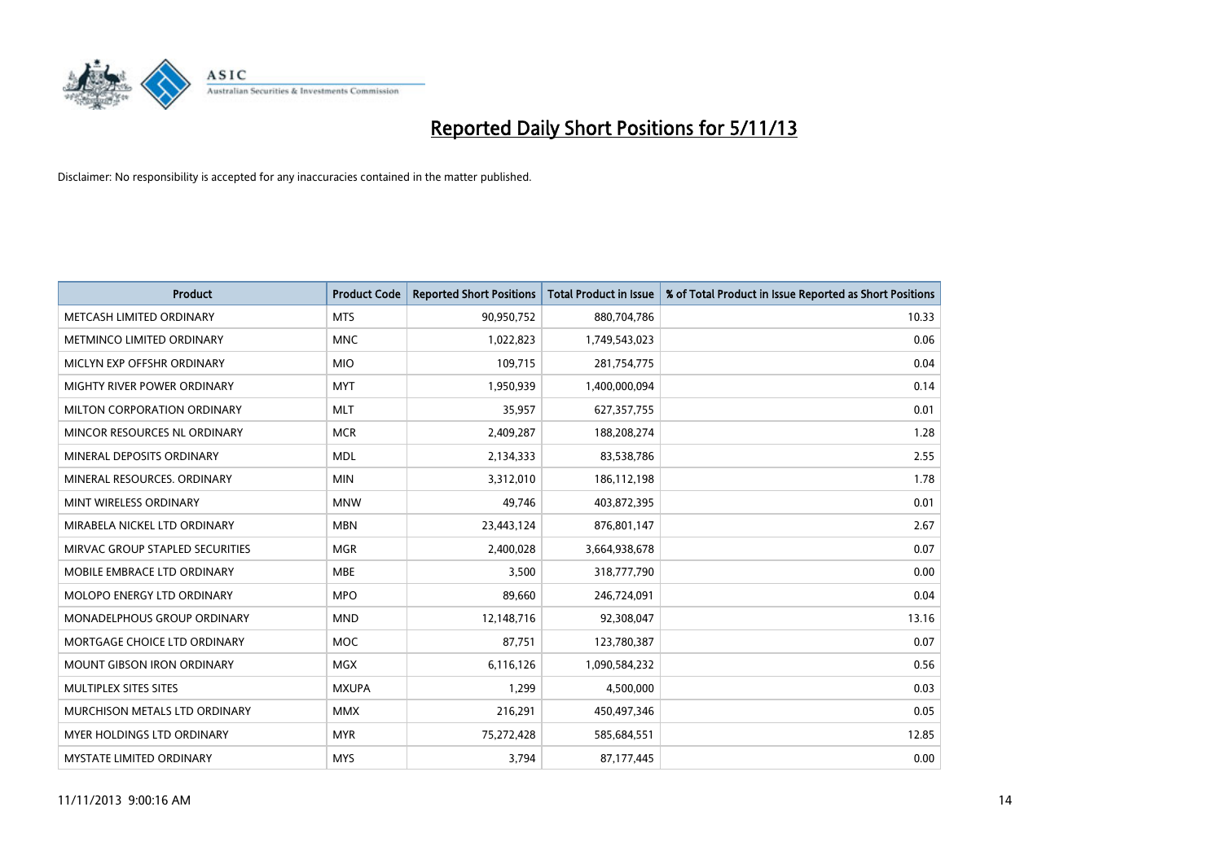# Reported Daily Short Positions for 5/11/13

Disclaimer: No responsibility is accepted for any inaccuracies contained in the matter published.

| Product | Product Code | Reported Short Positions | Total Product in Issue | % of Total Product in Issue Reported as Short Positions |
|---|---|---|---|---|
| METCASH LIMITED ORDINARY | MTS | 90,950,752 | 880,704,786 | 10.33 |
| METMINCO LIMITED ORDINARY | MNC | 1,022,823 | 1,749,543,023 | 0.06 |
| MICLYN EXP OFFSHR ORDINARY | MIO | 109,715 | 281,754,775 | 0.04 |
| MIGHTY RIVER POWER ORDINARY | MYT | 1,950,939 | 1,400,000,094 | 0.14 |
| MILTON CORPORATION ORDINARY | MLT | 35,957 | 627,357,755 | 0.01 |
| MINCOR RESOURCES NL ORDINARY | MCR | 2,409,287 | 188,208,274 | 1.28 |
| MINERAL DEPOSITS ORDINARY | MDL | 2,134,333 | 83,538,786 | 2.55 |
| MINERAL RESOURCES. ORDINARY | MIN | 3,312,010 | 186,112,198 | 1.78 |
| MINT WIRELESS ORDINARY | MNW | 49,746 | 403,872,395 | 0.01 |
| MIRABELA NICKEL LTD ORDINARY | MBN | 23,443,124 | 876,801,147 | 2.67 |
| MIRVAC GROUP STAPLED SECURITIES | MGR | 2,400,028 | 3,664,938,678 | 0.07 |
| MOBILE EMBRACE LTD ORDINARY | MBE | 3,500 | 318,777,790 | 0.00 |
| MOLOPO ENERGY LTD ORDINARY | MPO | 89,660 | 246,724,091 | 0.04 |
| MONADELPHOUS GROUP ORDINARY | MND | 12,148,716 | 92,308,047 | 13.16 |
| MORTGAGE CHOICE LTD ORDINARY | MOC | 87,751 | 123,780,387 | 0.07 |
| MOUNT GIBSON IRON ORDINARY | MGX | 6,116,126 | 1,090,584,232 | 0.56 |
| MULTIPLEX SITES SITES | MXUPA | 1,299 | 4,500,000 | 0.03 |
| MURCHISON METALS LTD ORDINARY | MMX | 216,291 | 450,497,346 | 0.05 |
| MYER HOLDINGS LTD ORDINARY | MYR | 75,272,428 | 585,684,551 | 12.85 |
| MYSTATE LIMITED ORDINARY | MYS | 3,794 | 87,177,445 | 0.00 |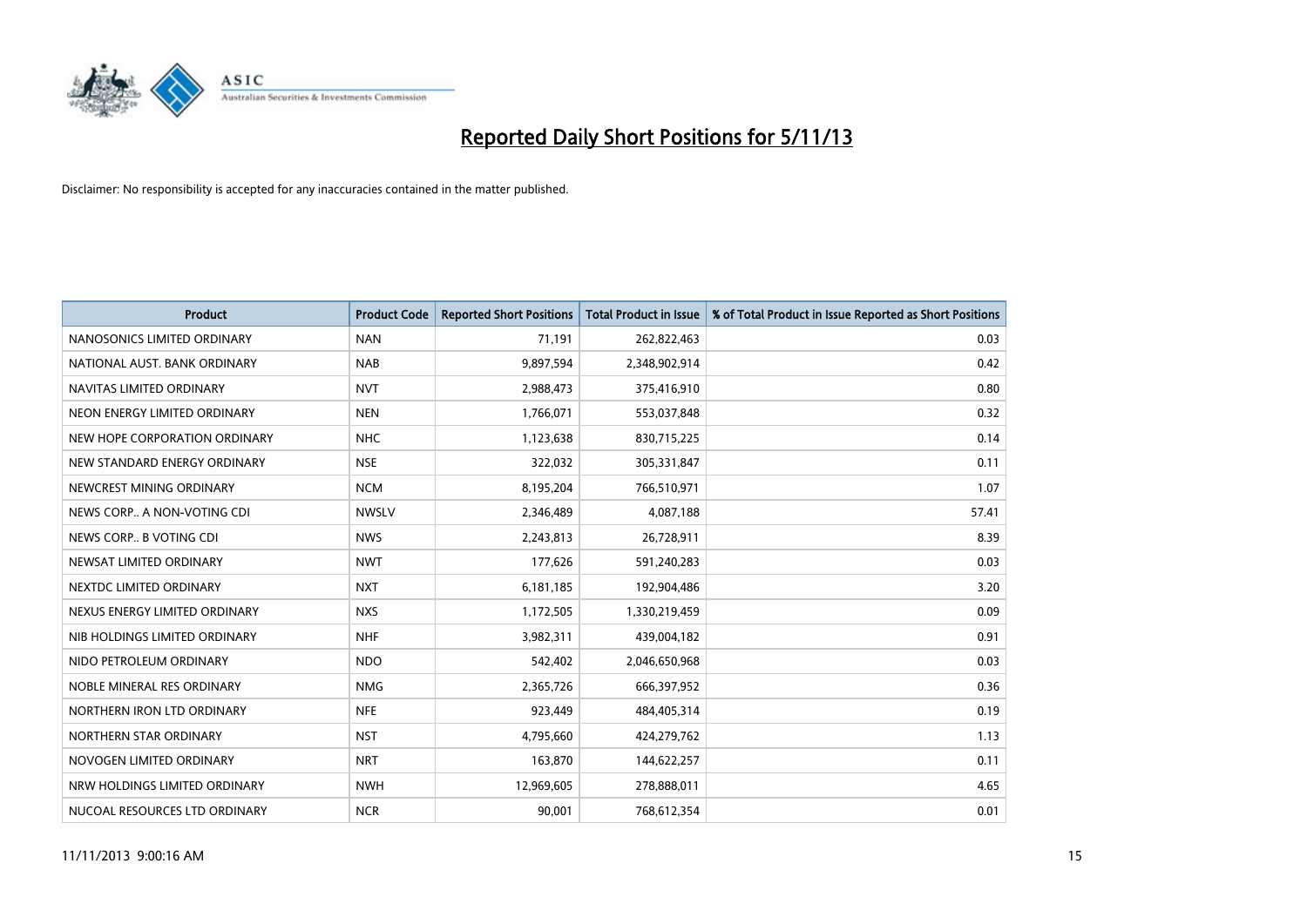# Reported Daily Short Positions for 5/11/13

Disclaimer: No responsibility is accepted for any inaccuracies contained in the matter published.

| Product | Product Code | Reported Short Positions | Total Product in Issue | % of Total Product in Issue Reported as Short Positions |
| --- | --- | --- | --- | --- |
| NANOSONICS LIMITED ORDINARY | NAN | 71,191 | 262,822,463 | 0.03 |
| NATIONAL AUST. BANK ORDINARY | NAB | 9,897,594 | 2,348,902,914 | 0.42 |
| NAVITAS LIMITED ORDINARY | NVT | 2,988,473 | 375,416,910 | 0.80 |
| NEON ENERGY LIMITED ORDINARY | NEN | 1,766,071 | 553,037,848 | 0.32 |
| NEW HOPE CORPORATION ORDINARY | NHC | 1,123,638 | 830,715,225 | 0.14 |
| NEW STANDARD ENERGY ORDINARY | NSE | 322,032 | 305,331,847 | 0.11 |
| NEWCREST MINING ORDINARY | NCM | 8,195,204 | 766,510,971 | 1.07 |
| NEWS CORP.. A NON-VOTING CDI | NWSLV | 2,346,489 | 4,087,188 | 57.41 |
| NEWS CORP.. B VOTING CDI | NWS | 2,243,813 | 26,728,911 | 8.39 |
| NEWSAT LIMITED ORDINARY | NWT | 177,626 | 591,240,283 | 0.03 |
| NEXTDC LIMITED ORDINARY | NXT | 6,181,185 | 192,904,486 | 3.20 |
| NEXUS ENERGY LIMITED ORDINARY | NXS | 1,172,505 | 1,330,219,459 | 0.09 |
| NIB HOLDINGS LIMITED ORDINARY | NHF | 3,982,311 | 439,004,182 | 0.91 |
| NIDO PETROLEUM ORDINARY | NDO | 542,402 | 2,046,650,968 | 0.03 |
| NOBLE MINERAL RES ORDINARY | NMG | 2,365,726 | 666,397,952 | 0.36 |
| NORTHERN IRON LTD ORDINARY | NFE | 923,449 | 484,405,314 | 0.19 |
| NORTHERN STAR ORDINARY | NST | 4,795,660 | 424,279,762 | 1.13 |
| NOVOGEN LIMITED ORDINARY | NRT | 163,870 | 144,622,257 | 0.11 |
| NRW HOLDINGS LIMITED ORDINARY | NWH | 12,969,605 | 278,888,011 | 4.65 |
| NUCOAL RESOURCES LTD ORDINARY | NCR | 90,001 | 768,612,354 | 0.01 |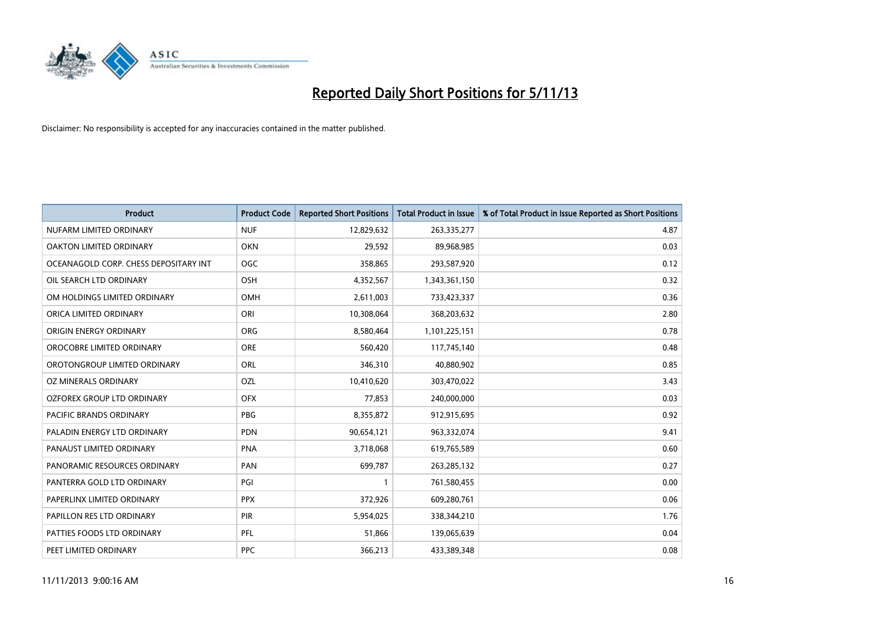# Reported Daily Short Positions for 5/11/13

Disclaimer: No responsibility is accepted for any inaccuracies contained in the matter published.

| Product | Product Code | Reported Short Positions | Total Product in Issue | % of Total Product in Issue Reported as Short Positions |
|---|---|---|---|---|
| NUFARM LIMITED ORDINARY | NUF | 12,829,632 | 263,335,277 | 4.87 |
| OAKTON LIMITED ORDINARY | OKN | 29,592 | 89,968,985 | 0.03 |
| OCEANAGOLD CORP. CHESS DEPOSITARY INT | OGC | 358,865 | 293,587,920 | 0.12 |
| OIL SEARCH LTD ORDINARY | OSH | 4,352,567 | 1,343,361,150 | 0.32 |
| OM HOLDINGS LIMITED ORDINARY | OMH | 2,611,003 | 733,423,337 | 0.36 |
| ORICA LIMITED ORDINARY | ORI | 10,308,064 | 368,203,632 | 2.80 |
| ORIGIN ENERGY ORDINARY | ORG | 8,580,464 | 1,101,225,151 | 0.78 |
| OROCOBRE LIMITED ORDINARY | ORE | 560,420 | 117,745,140 | 0.48 |
| OROTONGROUP LIMITED ORDINARY | ORL | 346,310 | 40,880,902 | 0.85 |
| OZ MINERALS ORDINARY | OZL | 10,410,620 | 303,470,022 | 3.43 |
| OZFOREX GROUP LTD ORDINARY | OFX | 77,853 | 240,000,000 | 0.03 |
| PACIFIC BRANDS ORDINARY | PBG | 8,355,872 | 912,915,695 | 0.92 |
| PALADIN ENERGY LTD ORDINARY | PDN | 90,654,121 | 963,332,074 | 9.41 |
| PANAUST LIMITED ORDINARY | PNA | 3,718,068 | 619,765,589 | 0.60 |
| PANORAMIC RESOURCES ORDINARY | PAN | 699,787 | 263,285,132 | 0.27 |
| PANTERRA GOLD LTD ORDINARY | PGI | 1 | 761,580,455 | 0.00 |
| PAPERLINX LIMITED ORDINARY | PPX | 372,926 | 609,280,761 | 0.06 |
| PAPILLON RES LTD ORDINARY | PIR | 5,954,025 | 338,344,210 | 1.76 |
| PATTIES FOODS LTD ORDINARY | PFL | 51,866 | 139,065,639 | 0.04 |
| PEET LIMITED ORDINARY | PPC | 366,213 | 433,389,348 | 0.08 |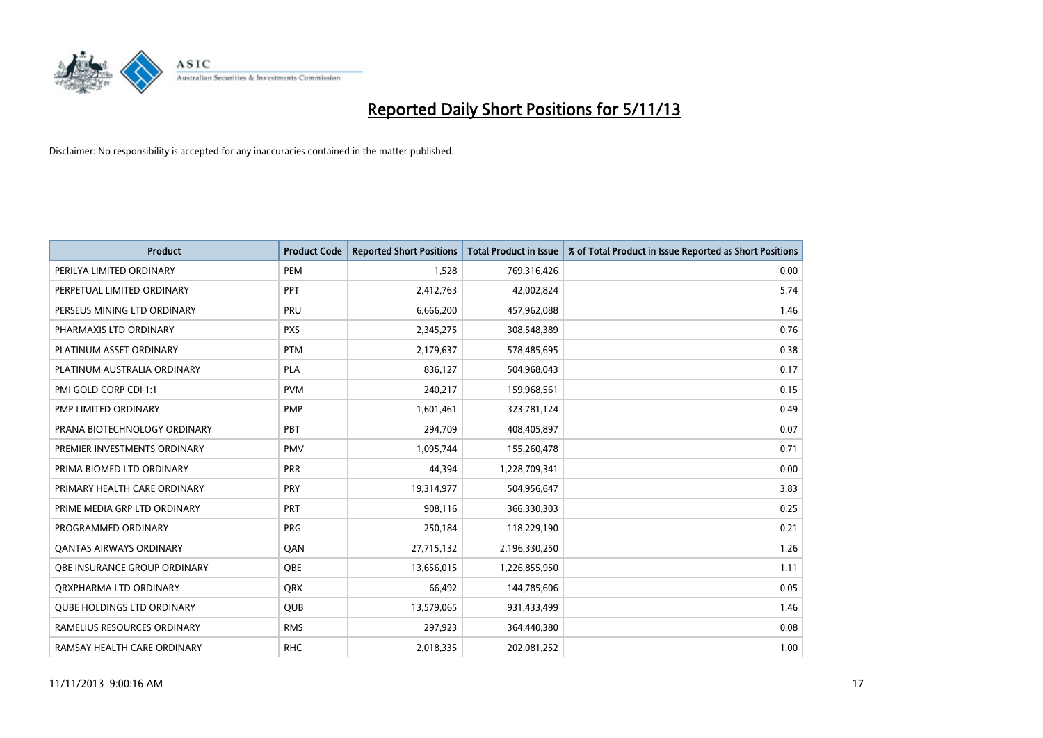# Reported Daily Short Positions for 5/11/13

Disclaimer: No responsibility is accepted for any inaccuracies contained in the matter published.

| Product | Product Code | Reported Short Positions | Total Product in Issue | % of Total Product in Issue Reported as Short Positions |
|---|---|---|---|---|
| PERILYA LIMITED ORDINARY | PEM | 1,528 | 769,316,426 | 0.00 |
| PERPETUAL LIMITED ORDINARY | PPT | 2,412,763 | 42,002,824 | 5.74 |
| PERSEUS MINING LTD ORDINARY | PRU | 6,666,200 | 457,962,088 | 1.46 |
| PHARMAXIS LTD ORDINARY | PXS | 2,345,275 | 308,548,389 | 0.76 |
| PLATINUM ASSET ORDINARY | PTM | 2,179,637 | 578,485,695 | 0.38 |
| PLATINUM AUSTRALIA ORDINARY | PLA | 836,127 | 504,968,043 | 0.17 |
| PMI GOLD CORP CDI 1:1 | PVM | 240,217 | 159,968,561 | 0.15 |
| PMP LIMITED ORDINARY | PMP | 1,601,461 | 323,781,124 | 0.49 |
| PRANA BIOTECHNOLOGY ORDINARY | PBT | 294,709 | 408,405,897 | 0.07 |
| PREMIER INVESTMENTS ORDINARY | PMV | 1,095,744 | 155,260,478 | 0.71 |
| PRIMA BIOMED LTD ORDINARY | PRR | 44,394 | 1,228,709,341 | 0.00 |
| PRIMARY HEALTH CARE ORDINARY | PRY | 19,314,977 | 504,956,647 | 3.83 |
| PRIME MEDIA GRP LTD ORDINARY | PRT | 908,116 | 366,330,303 | 0.25 |
| PROGRAMMED ORDINARY | PRG | 250,184 | 118,229,190 | 0.21 |
| QANTAS AIRWAYS ORDINARY | QAN | 27,715,132 | 2,196,330,250 | 1.26 |
| QBE INSURANCE GROUP ORDINARY | QBE | 13,656,015 | 1,226,855,950 | 1.11 |
| QRXPHARMA LTD ORDINARY | QRX | 66,492 | 144,785,606 | 0.05 |
| QUBE HOLDINGS LTD ORDINARY | QUB | 13,579,065 | 931,433,499 | 1.46 |
| RAMELIUS RESOURCES ORDINARY | RMS | 297,923 | 364,440,380 | 0.08 |
| RAMSAY HEALTH CARE ORDINARY | RHC | 2,018,335 | 202,081,252 | 1.00 |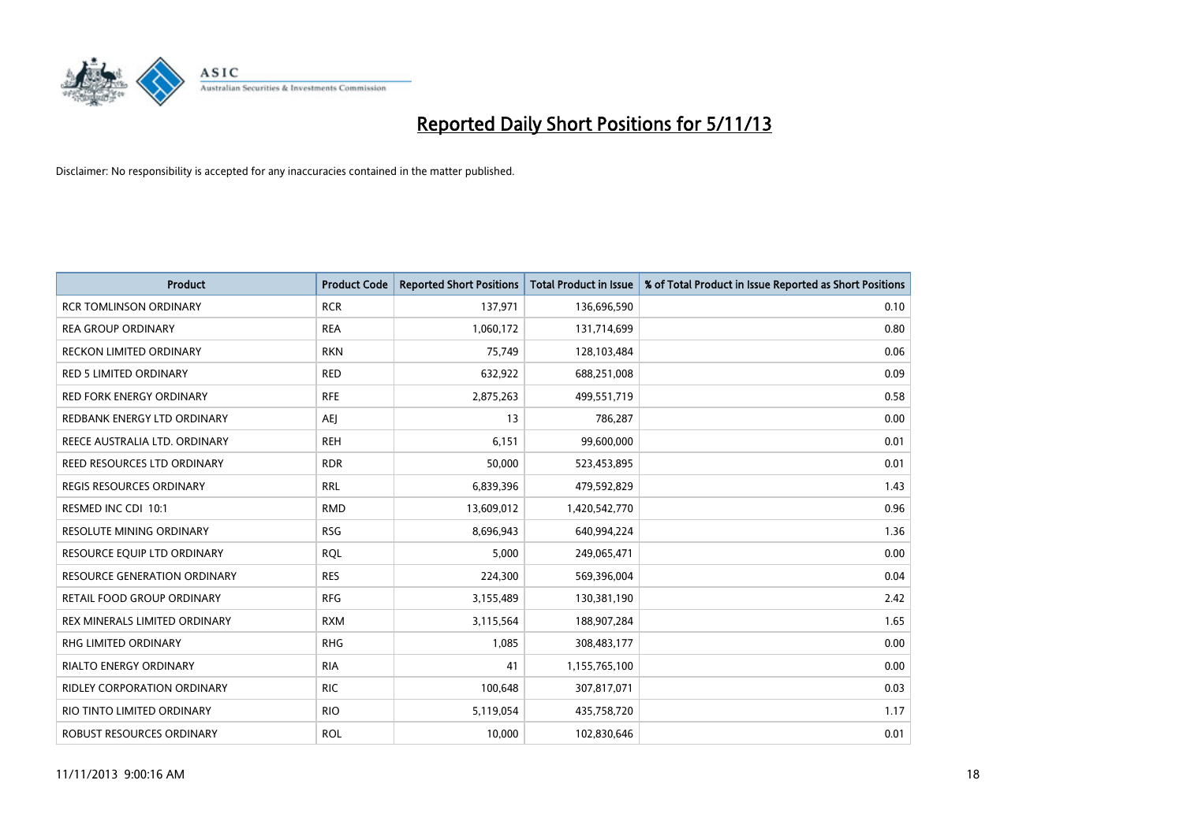# Reported Daily Short Positions for 5/11/13

Disclaimer: No responsibility is accepted for any inaccuracies contained in the matter published.

| Product | Product Code | Reported Short Positions | Total Product in Issue | % of Total Product in Issue Reported as Short Positions |
|---|---|---|---|---|
| RCR TOMLINSON ORDINARY | RCR | 137,971 | 136,696,590 | 0.10 |
| REA GROUP ORDINARY | REA | 1,060,172 | 131,714,699 | 0.80 |
| RECKON LIMITED ORDINARY | RKN | 75,749 | 128,103,484 | 0.06 |
| RED 5 LIMITED ORDINARY | RED | 632,922 | 688,251,008 | 0.09 |
| RED FORK ENERGY ORDINARY | RFE | 2,875,263 | 499,551,719 | 0.58 |
| REDBANK ENERGY LTD ORDINARY | AEJ | 13 | 786,287 | 0.00 |
| REECE AUSTRALIA LTD. ORDINARY | REH | 6,151 | 99,600,000 | 0.01 |
| REED RESOURCES LTD ORDINARY | RDR | 50,000 | 523,453,895 | 0.01 |
| REGIS RESOURCES ORDINARY | RRL | 6,839,396 | 479,592,829 | 1.43 |
| RESMED INC CDI 10:1 | RMD | 13,609,012 | 1,420,542,770 | 0.96 |
| RESOLUTE MINING ORDINARY | RSG | 8,696,943 | 640,994,224 | 1.36 |
| RESOURCE EQUIP LTD ORDINARY | RQL | 5,000 | 249,065,471 | 0.00 |
| RESOURCE GENERATION ORDINARY | RES | 224,300 | 569,396,004 | 0.04 |
| RETAIL FOOD GROUP ORDINARY | RFG | 3,155,489 | 130,381,190 | 2.42 |
| REX MINERALS LIMITED ORDINARY | RXM | 3,115,564 | 188,907,284 | 1.65 |
| RHG LIMITED ORDINARY | RHG | 1,085 | 308,483,177 | 0.00 |
| RIALTO ENERGY ORDINARY | RIA | 41 | 1,155,765,100 | 0.00 |
| RIDLEY CORPORATION ORDINARY | RIC | 100,648 | 307,817,071 | 0.03 |
| RIO TINTO LIMITED ORDINARY | RIO | 5,119,054 | 435,758,720 | 1.17 |
| ROBUST RESOURCES ORDINARY | ROL | 10,000 | 102,830,646 | 0.01 |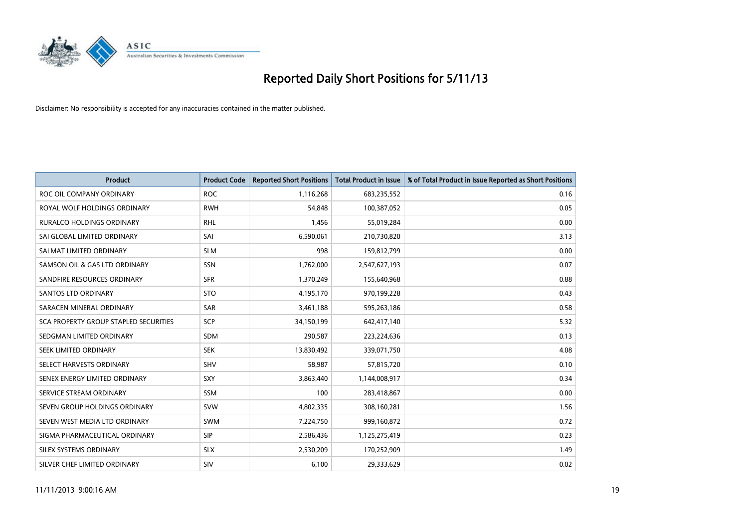# Reported Daily Short Positions for 5/11/13

Disclaimer: No responsibility is accepted for any inaccuracies contained in the matter published.

| Product | Product Code | Reported Short Positions | Total Product in Issue | % of Total Product in Issue Reported as Short Positions |
|---|---|---|---|---|
| ROC OIL COMPANY ORDINARY | ROC | 1,116,268 | 683,235,552 | 0.16 |
| ROYAL WOLF HOLDINGS ORDINARY | RWH | 54,848 | 100,387,052 | 0.05 |
| RURALCO HOLDINGS ORDINARY | RHL | 1,456 | 55,019,284 | 0.00 |
| SAI GLOBAL LIMITED ORDINARY | SAI | 6,590,061 | 210,730,820 | 3.13 |
| SALMAT LIMITED ORDINARY | SLM | 998 | 159,812,799 | 0.00 |
| SAMSON OIL & GAS LTD ORDINARY | SSN | 1,762,000 | 2,547,627,193 | 0.07 |
| SANDFIRE RESOURCES ORDINARY | SFR | 1,370,249 | 155,640,968 | 0.88 |
| SANTOS LTD ORDINARY | STO | 4,195,170 | 970,199,228 | 0.43 |
| SARACEN MINERAL ORDINARY | SAR | 3,461,188 | 595,263,186 | 0.58 |
| SCA PROPERTY GROUP STAPLED SECURITIES | SCP | 34,150,199 | 642,417,140 | 5.32 |
| SEDGMAN LIMITED ORDINARY | SDM | 290,587 | 223,224,636 | 0.13 |
| SEEK LIMITED ORDINARY | SEK | 13,830,492 | 339,071,750 | 4.08 |
| SELECT HARVESTS ORDINARY | SHV | 58,987 | 57,815,720 | 0.10 |
| SENEX ENERGY LIMITED ORDINARY | SXY | 3,863,440 | 1,144,008,917 | 0.34 |
| SERVICE STREAM ORDINARY | SSM | 100 | 283,418,867 | 0.00 |
| SEVEN GROUP HOLDINGS ORDINARY | SVW | 4,802,335 | 308,160,281 | 1.56 |
| SEVEN WEST MEDIA LTD ORDINARY | SWM | 7,224,750 | 999,160,872 | 0.72 |
| SIGMA PHARMACEUTICAL ORDINARY | SIP | 2,586,436 | 1,125,275,419 | 0.23 |
| SILEX SYSTEMS ORDINARY | SLX | 2,530,209 | 170,252,909 | 1.49 |
| SILVER CHEF LIMITED ORDINARY | SIV | 6,100 | 29,333,629 | 0.02 |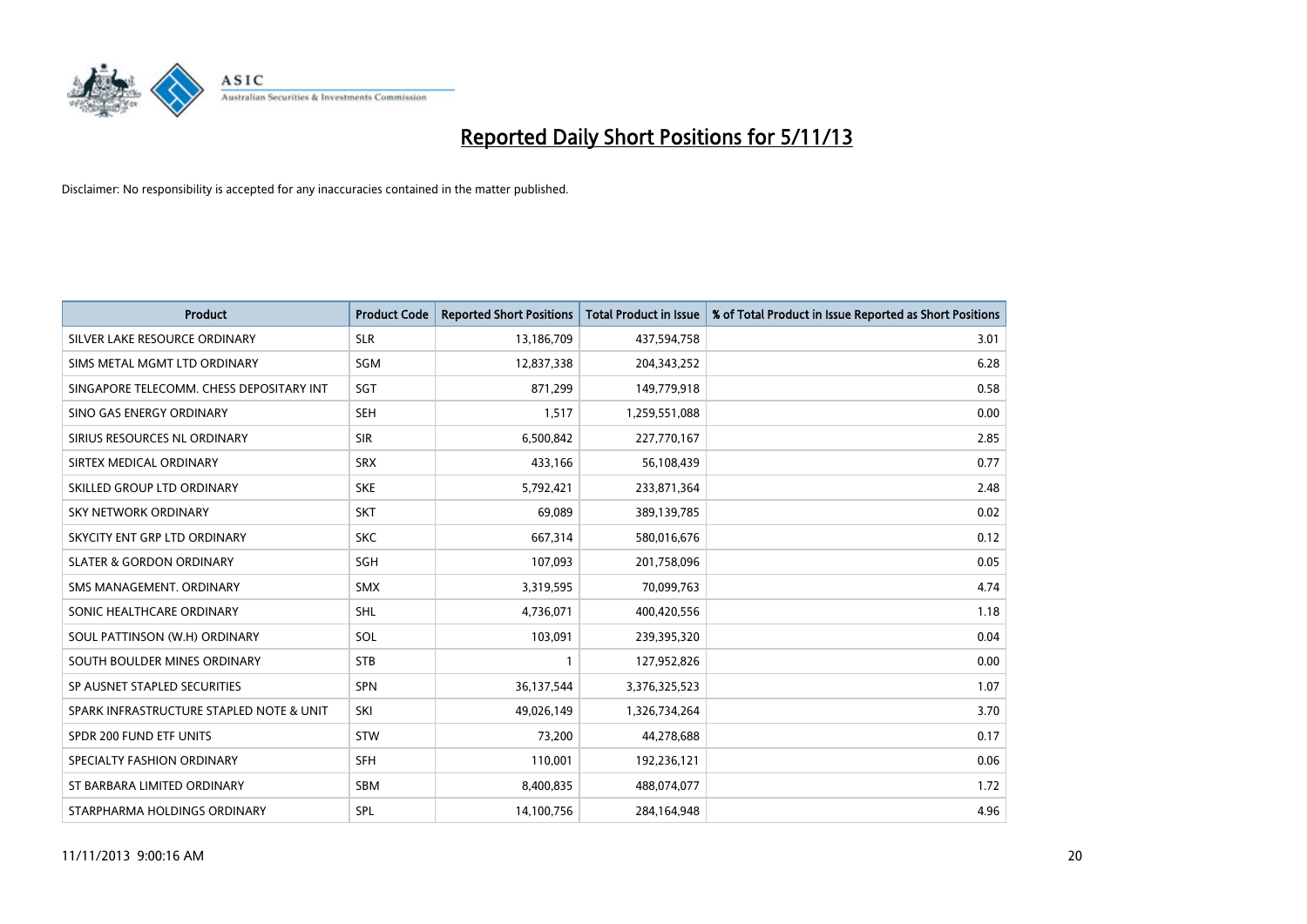# Reported Daily Short Positions for 5/11/13

Disclaimer: No responsibility is accepted for any inaccuracies contained in the matter published.

| Product | Product Code | Reported Short Positions | Total Product in Issue | % of Total Product in Issue Reported as Short Positions |
|---|---|---|---|---|
| SILVER LAKE RESOURCE ORDINARY | SLR | 13,186,709 | 437,594,758 | 3.01 |
| SIMS METAL MGMT LTD ORDINARY | SGM | 12,837,338 | 204,343,252 | 6.28 |
| SINGAPORE TELECOMM. CHESS DEPOSITARY INT | SGT | 871,299 | 149,779,918 | 0.58 |
| SINO GAS ENERGY ORDINARY | SEH | 1,517 | 1,259,551,088 | 0.00 |
| SIRIUS RESOURCES NL ORDINARY | SIR | 6,500,842 | 227,770,167 | 2.85 |
| SIRTEX MEDICAL ORDINARY | SRX | 433,166 | 56,108,439 | 0.77 |
| SKILLED GROUP LTD ORDINARY | SKE | 5,792,421 | 233,871,364 | 2.48 |
| SKY NETWORK ORDINARY | SKT | 69,089 | 389,139,785 | 0.02 |
| SKYCITY ENT GRP LTD ORDINARY | SKC | 667,314 | 580,016,676 | 0.12 |
| SLATER & GORDON ORDINARY | SGH | 107,093 | 201,758,096 | 0.05 |
| SMS MANAGEMENT. ORDINARY | SMX | 3,319,595 | 70,099,763 | 4.74 |
| SONIC HEALTHCARE ORDINARY | SHL | 4,736,071 | 400,420,556 | 1.18 |
| SOUL PATTINSON (W.H) ORDINARY | SOL | 103,091 | 239,395,320 | 0.04 |
| SOUTH BOULDER MINES ORDINARY | STB | 1 | 127,952,826 | 0.00 |
| SP AUSNET STAPLED SECURITIES | SPN | 36,137,544 | 3,376,325,523 | 1.07 |
| SPARK INFRASTRUCTURE STAPLED NOTE & UNIT | SKI | 49,026,149 | 1,326,734,264 | 3.70 |
| SPDR 200 FUND ETF UNITS | STW | 73,200 | 44,278,688 | 0.17 |
| SPECIALTY FASHION ORDINARY | SFH | 110,001 | 192,236,121 | 0.06 |
| ST BARBARA LIMITED ORDINARY | SBM | 8,400,835 | 488,074,077 | 1.72 |
| STARPHARMA HOLDINGS ORDINARY | SPL | 14,100,756 | 284,164,948 | 4.96 |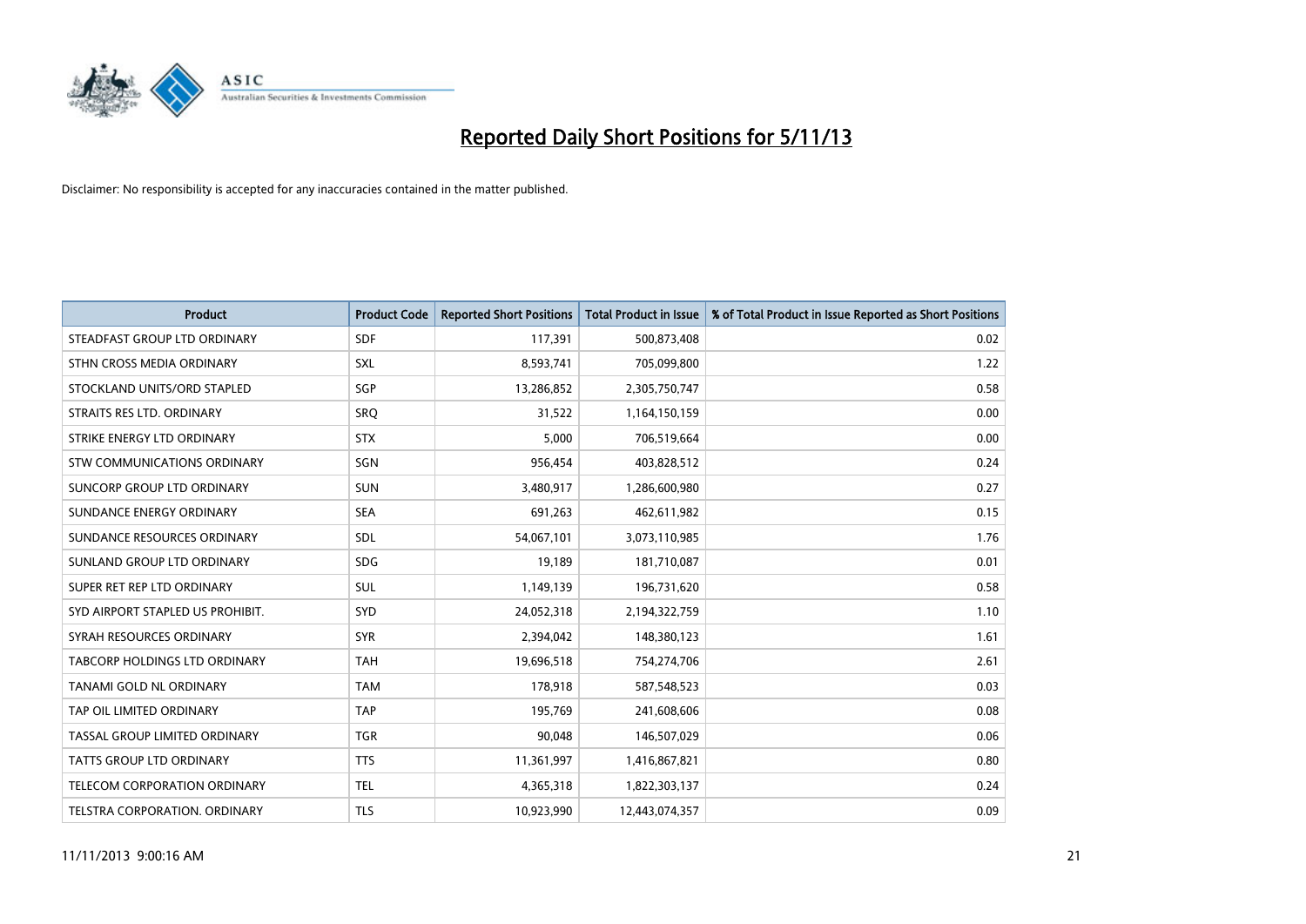# Reported Daily Short Positions for 5/11/13

Disclaimer: No responsibility is accepted for any inaccuracies contained in the matter published.

| Product | Product Code | Reported Short Positions | Total Product in Issue | % of Total Product in Issue Reported as Short Positions |
|---|---|---|---|---|
| STEADFAST GROUP LTD ORDINARY | SDF | 117,391 | 500,873,408 | 0.02 |
| STHN CROSS MEDIA ORDINARY | SXL | 8,593,741 | 705,099,800 | 1.22 |
| STOCKLAND UNITS/ORD STAPLED | SGP | 13,286,852 | 2,305,750,747 | 0.58 |
| STRAITS RES LTD. ORDINARY | SRQ | 31,522 | 1,164,150,159 | 0.00 |
| STRIKE ENERGY LTD ORDINARY | STX | 5,000 | 706,519,664 | 0.00 |
| STW COMMUNICATIONS ORDINARY | SGN | 956,454 | 403,828,512 | 0.24 |
| SUNCORP GROUP LTD ORDINARY | SUN | 3,480,917 | 1,286,600,980 | 0.27 |
| SUNDANCE ENERGY ORDINARY | SEA | 691,263 | 462,611,982 | 0.15 |
| SUNDANCE RESOURCES ORDINARY | SDL | 54,067,101 | 3,073,110,985 | 1.76 |
| SUNLAND GROUP LTD ORDINARY | SDG | 19,189 | 181,710,087 | 0.01 |
| SUPER RET REP LTD ORDINARY | SUL | 1,149,139 | 196,731,620 | 0.58 |
| SYD AIRPORT STAPLED US PROHIBIT. | SYD | 24,052,318 | 2,194,322,759 | 1.10 |
| SYRAH RESOURCES ORDINARY | SYR | 2,394,042 | 148,380,123 | 1.61 |
| TABCORP HOLDINGS LTD ORDINARY | TAH | 19,696,518 | 754,274,706 | 2.61 |
| TANAMI GOLD NL ORDINARY | TAM | 178,918 | 587,548,523 | 0.03 |
| TAP OIL LIMITED ORDINARY | TAP | 195,769 | 241,608,606 | 0.08 |
| TASSAL GROUP LIMITED ORDINARY | TGR | 90,048 | 146,507,029 | 0.06 |
| TATTS GROUP LTD ORDINARY | TTS | 11,361,997 | 1,416,867,821 | 0.80 |
| TELECOM CORPORATION ORDINARY | TEL | 4,365,318 | 1,822,303,137 | 0.24 |
| TELSTRA CORPORATION. ORDINARY | TLS | 10,923,990 | 12,443,074,357 | 0.09 |

11/11/2013 9:00:16 AM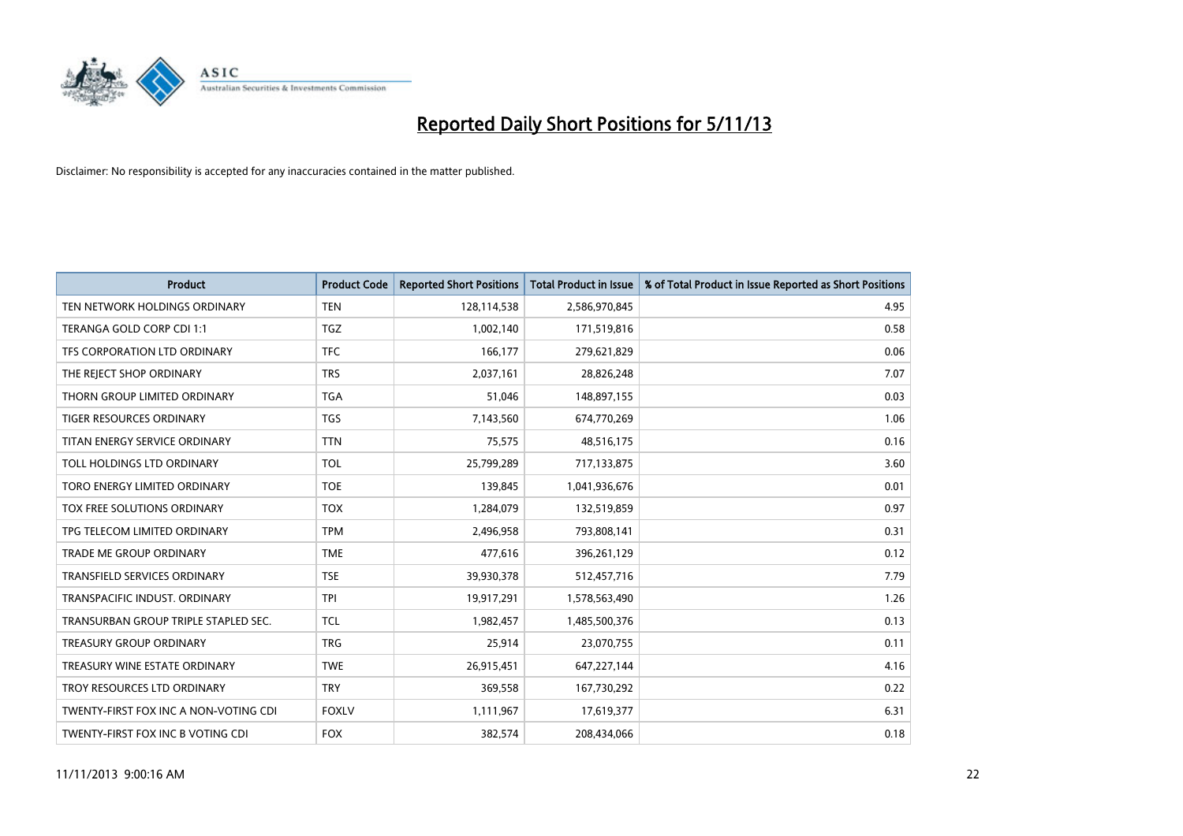# Reported Daily Short Positions for 5/11/13

Disclaimer: No responsibility is accepted for any inaccuracies contained in the matter published.

| Product | Product Code | Reported Short Positions | Total Product in Issue | % of Total Product in Issue Reported as Short Positions |
|---|---|---|---|---|
| TEN NETWORK HOLDINGS ORDINARY | TEN | 128,114,538 | 2,586,970,845 | 4.95 |
| TERANGA GOLD CORP CDI 1:1 | TGZ | 1,002,140 | 171,519,816 | 0.58 |
| TFS CORPORATION LTD ORDINARY | TFC | 166,177 | 279,621,829 | 0.06 |
| THE REJECT SHOP ORDINARY | TRS | 2,037,161 | 28,826,248 | 7.07 |
| THORN GROUP LIMITED ORDINARY | TGA | 51,046 | 148,897,155 | 0.03 |
| TIGER RESOURCES ORDINARY | TGS | 7,143,560 | 674,770,269 | 1.06 |
| TITAN ENERGY SERVICE ORDINARY | TTN | 75,575 | 48,516,175 | 0.16 |
| TOLL HOLDINGS LTD ORDINARY | TOL | 25,799,289 | 717,133,875 | 3.60 |
| TORO ENERGY LIMITED ORDINARY | TOE | 139,845 | 1,041,936,676 | 0.01 |
| TOX FREE SOLUTIONS ORDINARY | TOX | 1,284,079 | 132,519,859 | 0.97 |
| TPG TELECOM LIMITED ORDINARY | TPM | 2,496,958 | 793,808,141 | 0.31 |
| TRADE ME GROUP ORDINARY | TME | 477,616 | 396,261,129 | 0.12 |
| TRANSFIELD SERVICES ORDINARY | TSE | 39,930,378 | 512,457,716 | 7.79 |
| TRANSPACIFIC INDUST. ORDINARY | TPI | 19,917,291 | 1,578,563,490 | 1.26 |
| TRANSURBAN GROUP TRIPLE STAPLED SEC. | TCL | 1,982,457 | 1,485,500,376 | 0.13 |
| TREASURY GROUP ORDINARY | TRG | 25,914 | 23,070,755 | 0.11 |
| TREASURY WINE ESTATE ORDINARY | TWE | 26,915,451 | 647,227,144 | 4.16 |
| TROY RESOURCES LTD ORDINARY | TRY | 369,558 | 167,730,292 | 0.22 |
| TWENTY-FIRST FOX INC A NON-VOTING CDI | FOXLV | 1,111,967 | 17,619,377 | 6.31 |
| TWENTY-FIRST FOX INC B VOTING CDI | FOX | 382,574 | 208,434,066 | 0.18 |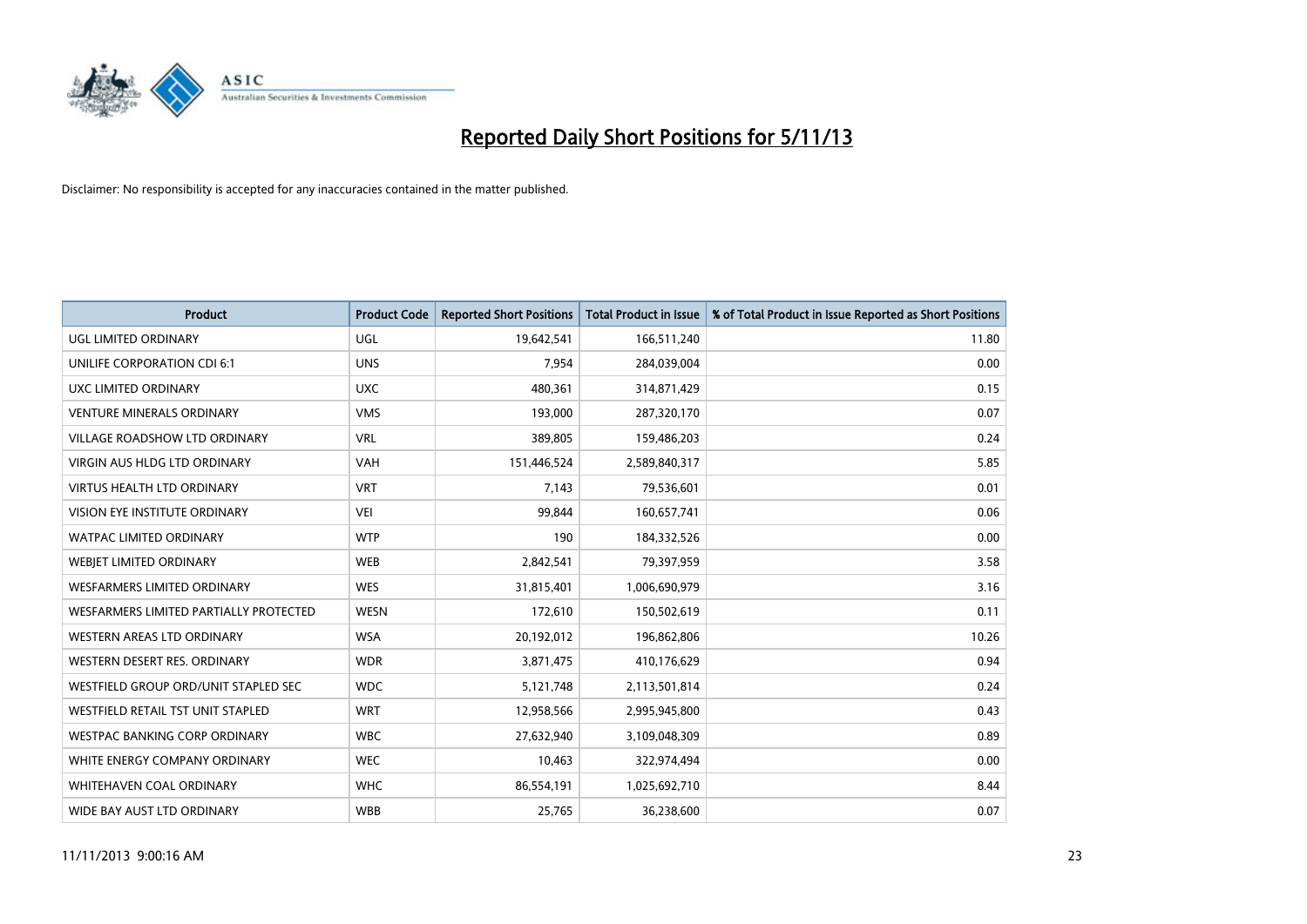# Reported Daily Short Positions for 5/11/13

Disclaimer: No responsibility is accepted for any inaccuracies contained in the matter published.

| Product | Product Code | Reported Short Positions | Total Product in Issue | % of Total Product in Issue Reported as Short Positions |
|---|---|---|---|---|
| UGL LIMITED ORDINARY | UGL | 19,642,541 | 166,511,240 | 11.80 |
| UNILIFE CORPORATION CDI 6:1 | UNS | 7,954 | 284,039,004 | 0.00 |
| UXC LIMITED ORDINARY | UXC | 480,361 | 314,871,429 | 0.15 |
| VENTURE MINERALS ORDINARY | VMS | 193,000 | 287,320,170 | 0.07 |
| VILLAGE ROADSHOW LTD ORDINARY | VRL | 389,805 | 159,486,203 | 0.24 |
| VIRGIN AUS HLDG LTD ORDINARY | VAH | 151,446,524 | 2,589,840,317 | 5.85 |
| VIRTUS HEALTH LTD ORDINARY | VRT | 7,143 | 79,536,601 | 0.01 |
| VISION EYE INSTITUTE ORDINARY | VEI | 99,844 | 160,657,741 | 0.06 |
| WATPAC LIMITED ORDINARY | WTP | 190 | 184,332,526 | 0.00 |
| WEBJET LIMITED ORDINARY | WEB | 2,842,541 | 79,397,959 | 3.58 |
| WESFARMERS LIMITED ORDINARY | WES | 31,815,401 | 1,006,690,979 | 3.16 |
| WESFARMERS LIMITED PARTIALLY PROTECTED | WESN | 172,610 | 150,502,619 | 0.11 |
| WESTERN AREAS LTD ORDINARY | WSA | 20,192,012 | 196,862,806 | 10.26 |
| WESTERN DESERT RES. ORDINARY | WDR | 3,871,475 | 410,176,629 | 0.94 |
| WESTFIELD GROUP ORD/UNIT STAPLED SEC | WDC | 5,121,748 | 2,113,501,814 | 0.24 |
| WESTFIELD RETAIL TST UNIT STAPLED | WRT | 12,958,566 | 2,995,945,800 | 0.43 |
| WESTPAC BANKING CORP ORDINARY | WBC | 27,632,940 | 3,109,048,309 | 0.89 |
| WHITE ENERGY COMPANY ORDINARY | WEC | 10,463 | 322,974,494 | 0.00 |
| WHITEHAVEN COAL ORDINARY | WHC | 86,554,191 | 1,025,692,710 | 8.44 |
| WIDE BAY AUST LTD ORDINARY | WBB | 25,765 | 36,238,600 | 0.07 |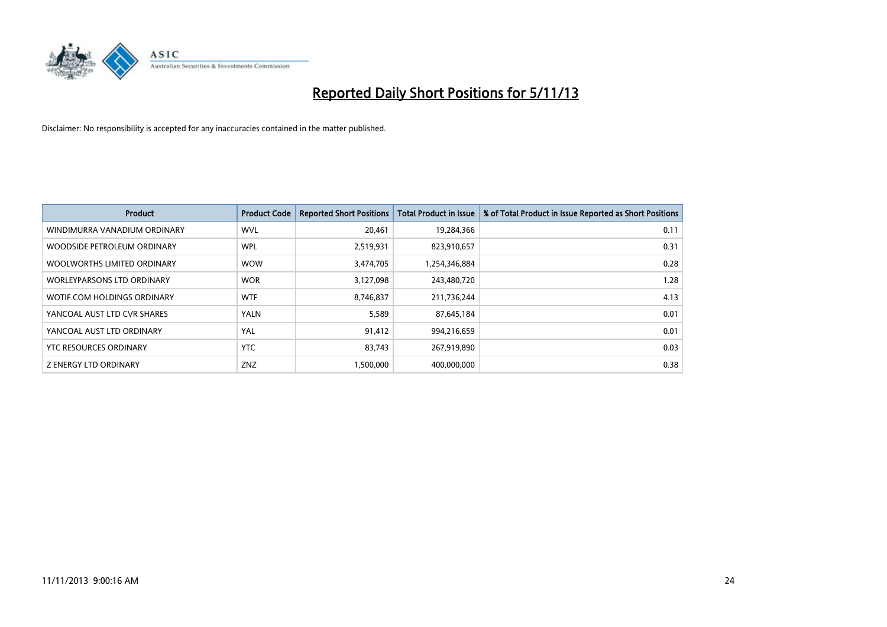# Reported Daily Short Positions for 5/11/13

Disclaimer: No responsibility is accepted for any inaccuracies contained in the matter published.

| Product | Product Code | Reported Short Positions | Total Product in Issue | % of Total Product in Issue Reported as Short Positions |
|---|---|---|---|---|
| WINDIMURRA VANADIUM ORDINARY | WVL | 20,461 | 19,284,366 | 0.11 |
| WOODSIDE PETROLEUM ORDINARY | WPL | 2,519,931 | 823,910,657 | 0.31 |
| WOOLWORTHS LIMITED ORDINARY | WOW | 3,474,705 | 1,254,346,884 | 0.28 |
| WORLEYPARSONS LTD ORDINARY | WOR | 3,127,098 | 243,480,720 | 1.28 |
| WOTIF.COM HOLDINGS ORDINARY | WTF | 8,746,837 | 211,736,244 | 4.13 |
| YANCOAL AUST LTD CVR SHARES | YALN | 5,589 | 87,645,184 | 0.01 |
| YANCOAL AUST LTD ORDINARY | YAL | 91,412 | 994,216,659 | 0.01 |
| YTC RESOURCES ORDINARY | YTC | 83,743 | 267,919,890 | 0.03 |
| Z ENERGY LTD ORDINARY | ZNZ | 1,500,000 | 400,000,000 | 0.38 |

11/11/2013 9:00:16 AM